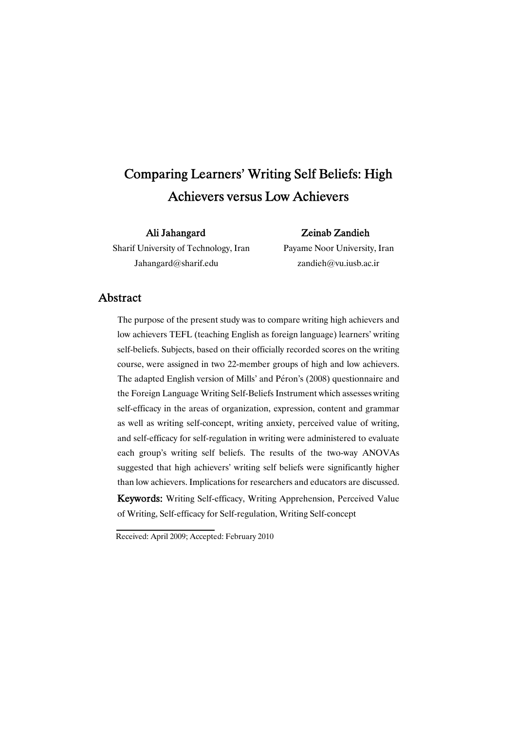# Comparing Learners' Writing Self Beliefs: High Achievers versus Low Achievers

**Ali Jahangard**
Sharif University of Technology, Iran
Jahangard@sharif.edu

**Zeinab Zandieh**
Payame Noor University, Iran
zandieh@vu.iusb.ac.ir

## Abstract

The purpose of the present study was to compare writing high achievers and low achievers TEFL (teaching English as foreign language) learners' writing self-beliefs. Subjects, based on their officially recorded scores on the writing course, were assigned in two 22-member groups of high and low achievers. The adapted English version of Mills' and Péron's (2008) questionnaire and the Foreign Language Writing Self-Beliefs Instrument which assesses writing self-efficacy in the areas of organization, expression, content and grammar as well as writing self-concept, writing anxiety, perceived value of writing, and self-efficacy for self-regulation in writing were administered to evaluate each group's writing self beliefs. The results of the two-way ANOVAs suggested that high achievers' writing self beliefs were significantly higher than low achievers. Implications for researchers and educators are discussed.

**Keywords:** Writing Self-efficacy, Writing Apprehension, Perceived Value of Writing, Self-efficacy for Self-regulation, Writing Self-concept

Received: April 2009; Accepted: February 2010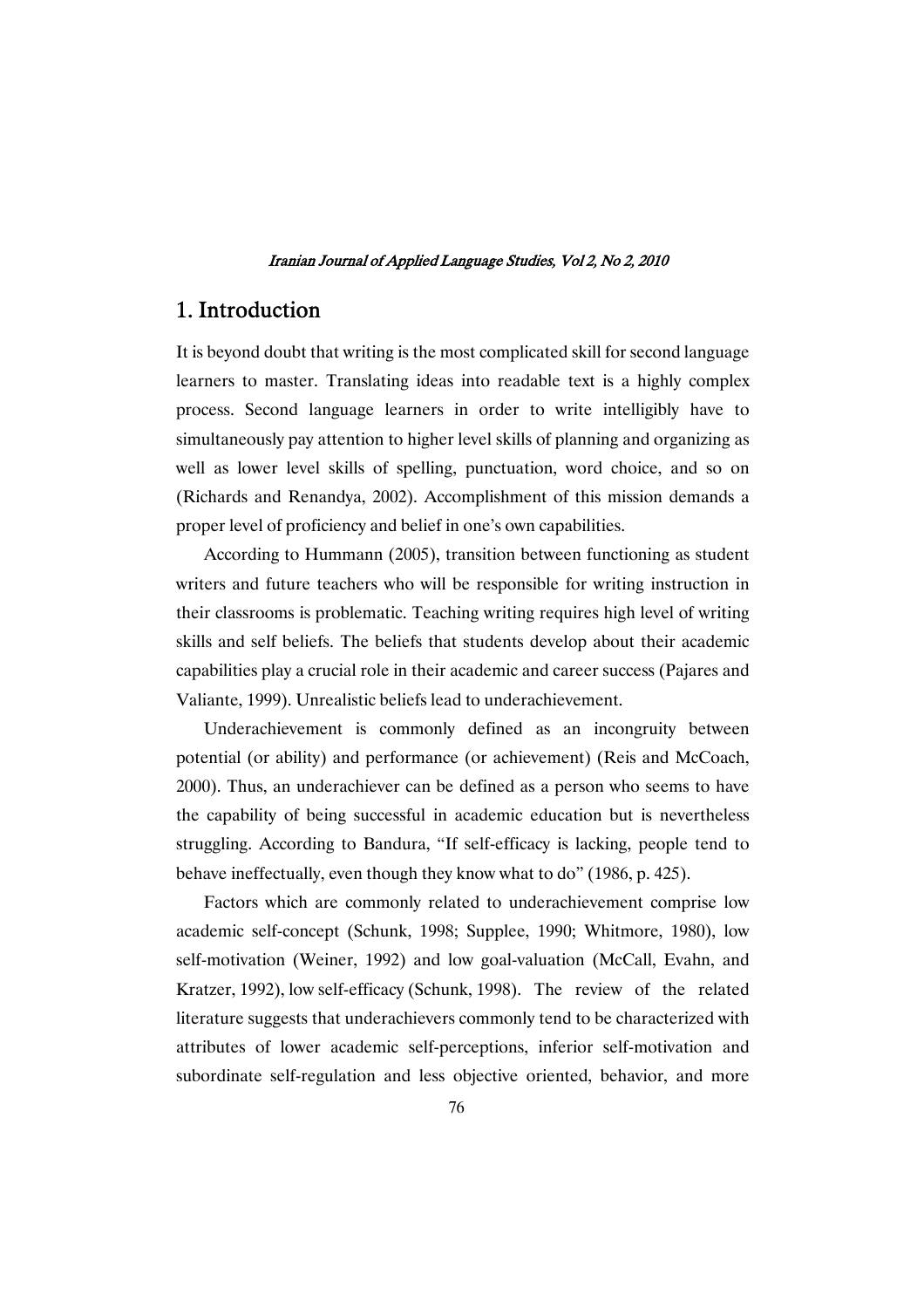## 1. Introduction

It is beyond doubt that writing is the most complicated skill for second language learners to master. Translating ideas into readable text is a highly complex process. Second language learners in order to write intelligibly have to simultaneously pay attention to higher level skills of planning and organizing as well as lower level skills of spelling, punctuation, word choice, and so on (Richards and Renandya, 2002). Accomplishment of this mission demands a proper level of proficiency and belief in one's own capabilities.

According to Hummann (2005), transition between functioning as student writers and future teachers who will be responsible for writing instruction in their classrooms is problematic. Teaching writing requires high level of writing skills and self beliefs. The beliefs that students develop about their academic capabilities play a crucial role in their academic and career success (Pajares and Valiante, 1999). Unrealistic beliefs lead to underachievement.

Underachievement is commonly defined as an incongruity between potential (or ability) and performance (or achievement) (Reis and McCoach, 2000). Thus, an underachiever can be defined as a person who seems to have the capability of being successful in academic education but is nevertheless struggling. According to Bandura, "If self-efficacy is lacking, people tend to behave ineffectually, even though they know what to do" (1986, p. 425).

Factors which are commonly related to underachievement comprise low academic self-concept (Schunk, 1998; Supplee, 1990; Whitmore, 1980), low self-motivation (Weiner, 1992) and low goal-valuation (McCall, Evahn, and Kratzer, 1992), low self-efficacy (Schunk, 1998). The review of the related literature suggests that underachievers commonly tend to be characterized with attributes of lower academic self-perceptions, inferior self-motivation and subordinate self-regulation and less objective oriented, behavior, and more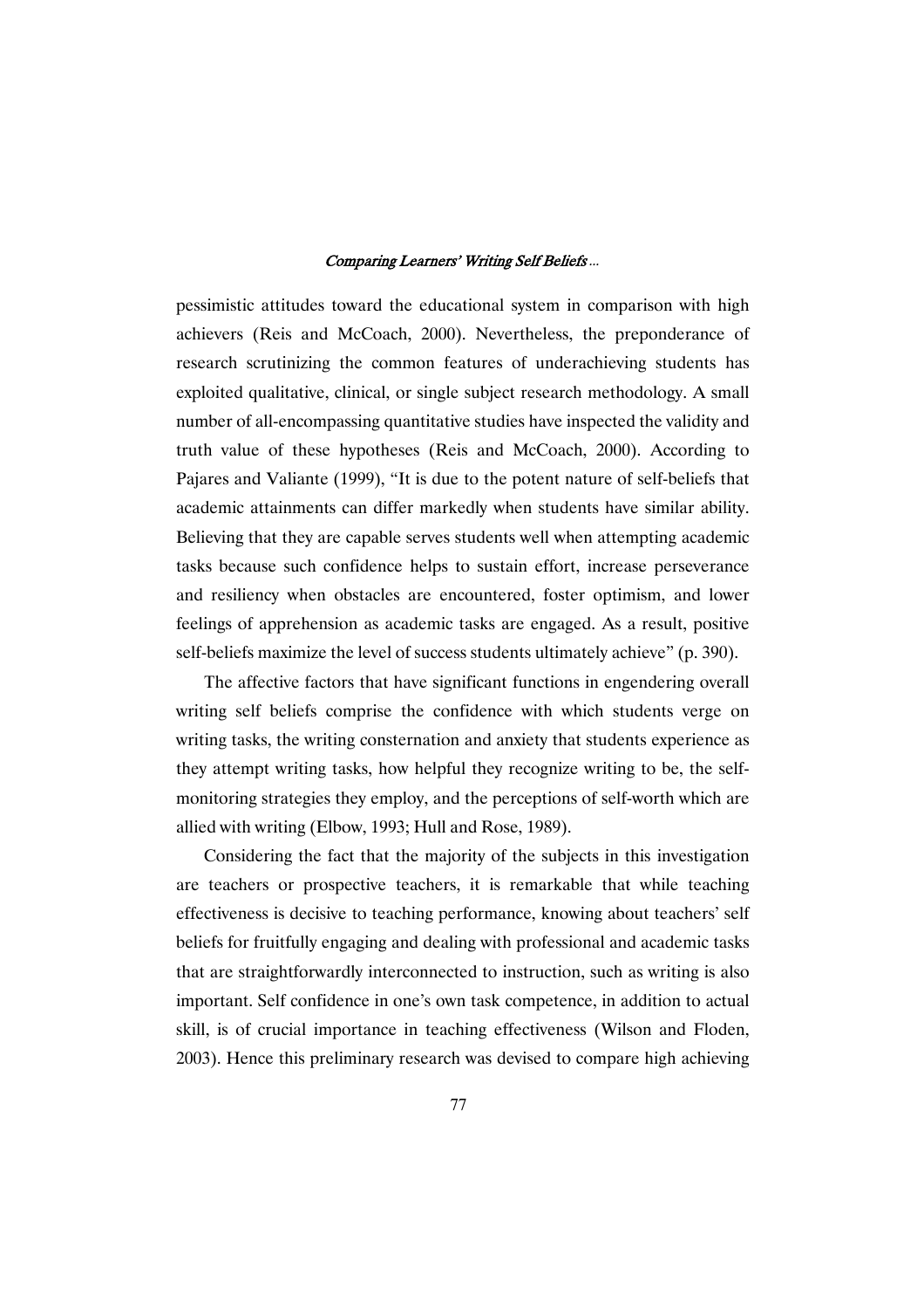pessimistic attitudes toward the educational system in comparison with high achievers (Reis and McCoach, 2000). Nevertheless, the preponderance of research scrutinizing the common features of underachieving students has exploited qualitative, clinical, or single subject research methodology. A small number of all-encompassing quantitative studies have inspected the validity and truth value of these hypotheses (Reis and McCoach, 2000). According to Pajares and Valiante (1999), "It is due to the potent nature of self-beliefs that academic attainments can differ markedly when students have similar ability. Believing that they are capable serves students well when attempting academic tasks because such confidence helps to sustain effort, increase perseverance and resiliency when obstacles are encountered, foster optimism, and lower feelings of apprehension as academic tasks are engaged. As a result, positive self-beliefs maximize the level of success students ultimately achieve" (p. 390).

The affective factors that have significant functions in engendering overall writing self beliefs comprise the confidence with which students verge on writing tasks, the writing consternation and anxiety that students experience as they attempt writing tasks, how helpful they recognize writing to be, the self-monitoring strategies they employ, and the perceptions of self-worth which are allied with writing (Elbow, 1993; Hull and Rose, 1989).

Considering the fact that the majority of the subjects in this investigation are teachers or prospective teachers, it is remarkable that while teaching effectiveness is decisive to teaching performance, knowing about teachers' self beliefs for fruitfully engaging and dealing with professional and academic tasks that are straightforwardly interconnected to instruction, such as writing is also important. Self confidence in one's own task competence, in addition to actual skill, is of crucial importance in teaching effectiveness (Wilson and Floden, 2003). Hence this preliminary research was devised to compare high achieving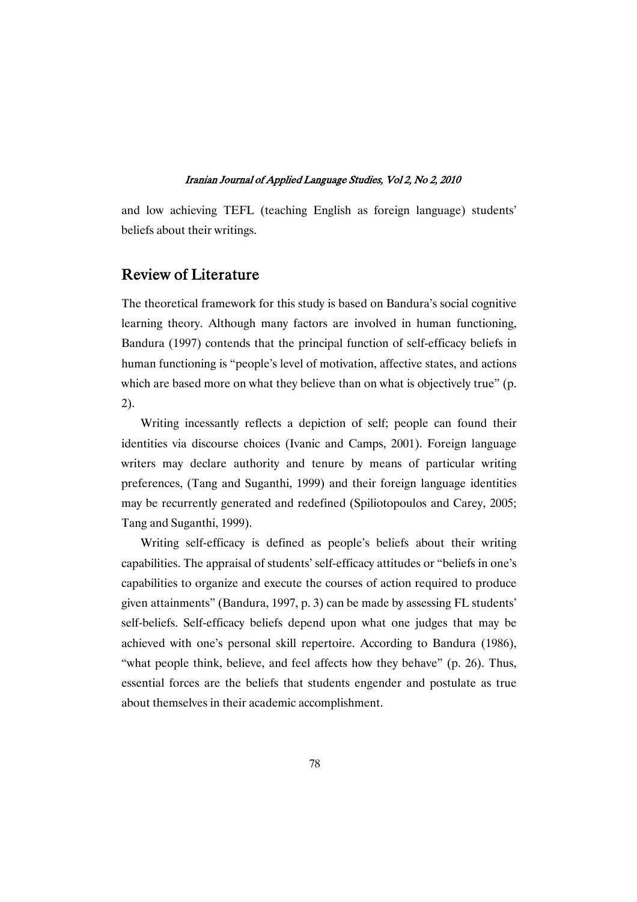and low achieving TEFL (teaching English as foreign language) students' beliefs about their writings.

## Review of Literature

The theoretical framework for this study is based on Bandura's social cognitive learning theory. Although many factors are involved in human functioning, Bandura (1997) contends that the principal function of self-efficacy beliefs in human functioning is "people's level of motivation, affective states, and actions which are based more on what they believe than on what is objectively true" (p. 2).

Writing incessantly reflects a depiction of self; people can found their identities via discourse choices (Ivanic and Camps, 2001). Foreign language writers may declare authority and tenure by means of particular writing preferences, (Tang and Suganthi, 1999) and their foreign language identities may be recurrently generated and redefined (Spiliotopoulos and Carey, 2005; Tang and Suganthi, 1999).

Writing self-efficacy is defined as people's beliefs about their writing capabilities. The appraisal of students' self-efficacy attitudes or "beliefs in one's capabilities to organize and execute the courses of action required to produce given attainments" (Bandura, 1997, p. 3) can be made by assessing FL students' self-beliefs. Self-efficacy beliefs depend upon what one judges that may be achieved with one's personal skill repertoire. According to Bandura (1986), "what people think, believe, and feel affects how they behave" (p. 26). Thus, essential forces are the beliefs that students engender and postulate as true about themselves in their academic accomplishment.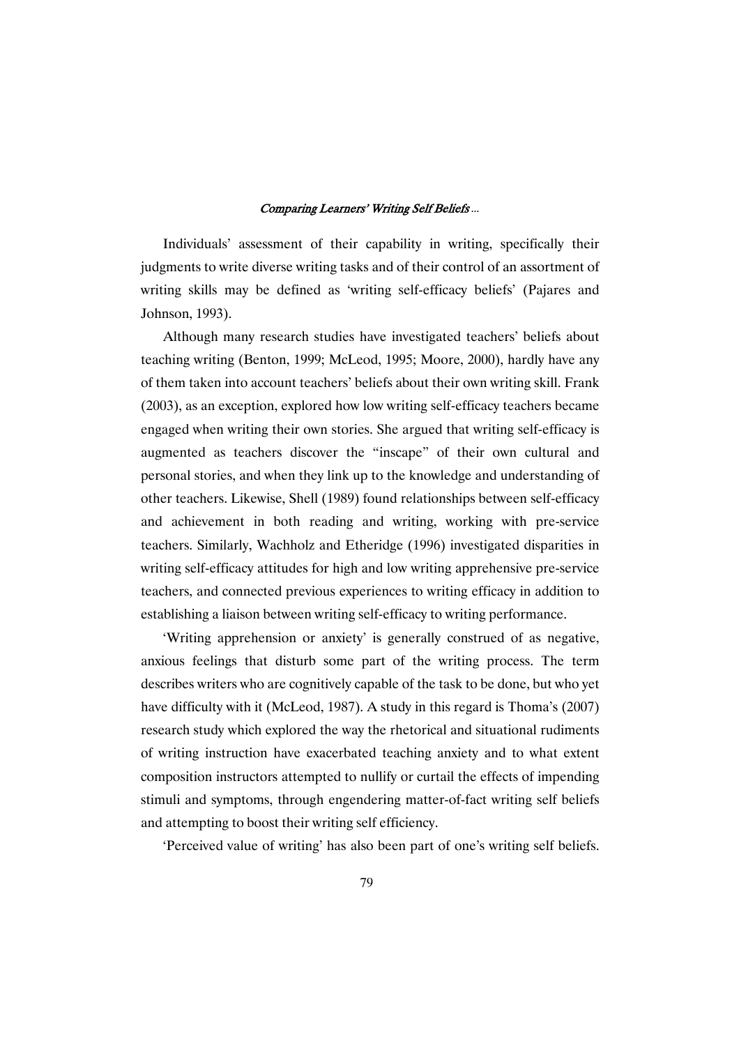Individuals' assessment of their capability in writing, specifically their judgments to write diverse writing tasks and of their control of an assortment of writing skills may be defined as 'writing self-efficacy beliefs' (Pajares and Johnson, 1993).

Although many research studies have investigated teachers' beliefs about teaching writing (Benton, 1999; McLeod, 1995; Moore, 2000), hardly have any of them taken into account teachers' beliefs about their own writing skill. Frank (2003), as an exception, explored how low writing self-efficacy teachers became engaged when writing their own stories. She argued that writing self-efficacy is augmented as teachers discover the "inscape" of their own cultural and personal stories, and when they link up to the knowledge and understanding of other teachers. Likewise, Shell (1989) found relationships between self-efficacy and achievement in both reading and writing, working with pre-service teachers. Similarly, Wachholz and Etheridge (1996) investigated disparities in writing self-efficacy attitudes for high and low writing apprehensive pre-service teachers, and connected previous experiences to writing efficacy in addition to establishing a liaison between writing self-efficacy to writing performance.

'Writing apprehension or anxiety' is generally construed of as negative, anxious feelings that disturb some part of the writing process. The term describes writers who are cognitively capable of the task to be done, but who yet have difficulty with it (McLeod, 1987). A study in this regard is Thoma's (2007) research study which explored the way the rhetorical and situational rudiments of writing instruction have exacerbated teaching anxiety and to what extent composition instructors attempted to nullify or curtail the effects of impending stimuli and symptoms, through engendering matter-of-fact writing self beliefs and attempting to boost their writing self efficiency.

'Perceived value of writing' has also been part of one's writing self beliefs.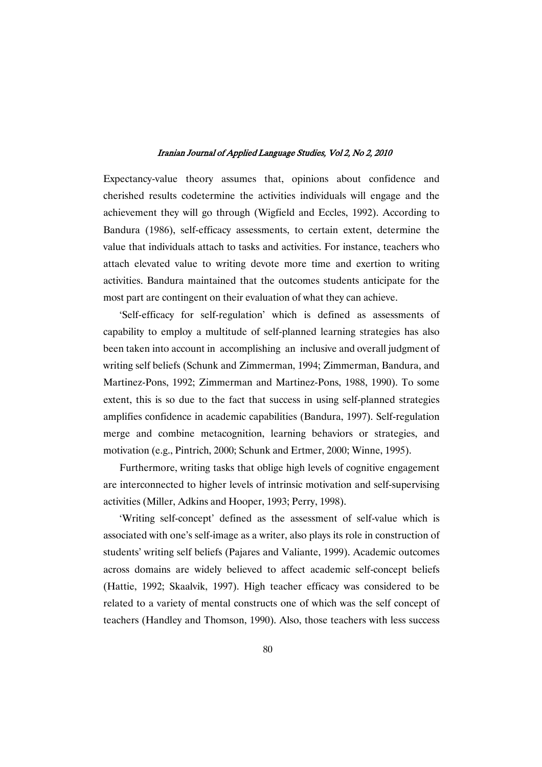Expectancy-value theory assumes that, opinions about confidence and cherished results codetermine the activities individuals will engage and the achievement they will go through (Wigfield and Eccles, 1992). According to Bandura (1986), self-efficacy assessments, to certain extent, determine the value that individuals attach to tasks and activities. For instance, teachers who attach elevated value to writing devote more time and exertion to writing activities. Bandura maintained that the outcomes students anticipate for the most part are contingent on their evaluation of what they can achieve.

'Self-efficacy for self-regulation' which is defined as assessments of capability to employ a multitude of self-planned learning strategies has also been taken into account in accomplishing an inclusive and overall judgment of writing self beliefs (Schunk and Zimmerman, 1994; Zimmerman, Bandura, and Martinez-Pons, 1992; Zimmerman and Martinez-Pons, 1988, 1990). To some extent, this is so due to the fact that success in using self-planned strategies amplifies confidence in academic capabilities (Bandura, 1997). Self-regulation merge and combine metacognition, learning behaviors or strategies, and motivation (e.g., Pintrich, 2000; Schunk and Ertmer, 2000; Winne, 1995).

Furthermore, writing tasks that oblige high levels of cognitive engagement are interconnected to higher levels of intrinsic motivation and self-supervising activities (Miller, Adkins and Hooper, 1993; Perry, 1998).

'Writing self-concept' defined as the assessment of self-value which is associated with one's self-image as a writer, also plays its role in construction of students' writing self beliefs (Pajares and Valiante, 1999). Academic outcomes across domains are widely believed to affect academic self-concept beliefs (Hattie, 1992; Skaalvik, 1997). High teacher efficacy was considered to be related to a variety of mental constructs one of which was the self concept of teachers (Handley and Thomson, 1990). Also, those teachers with less success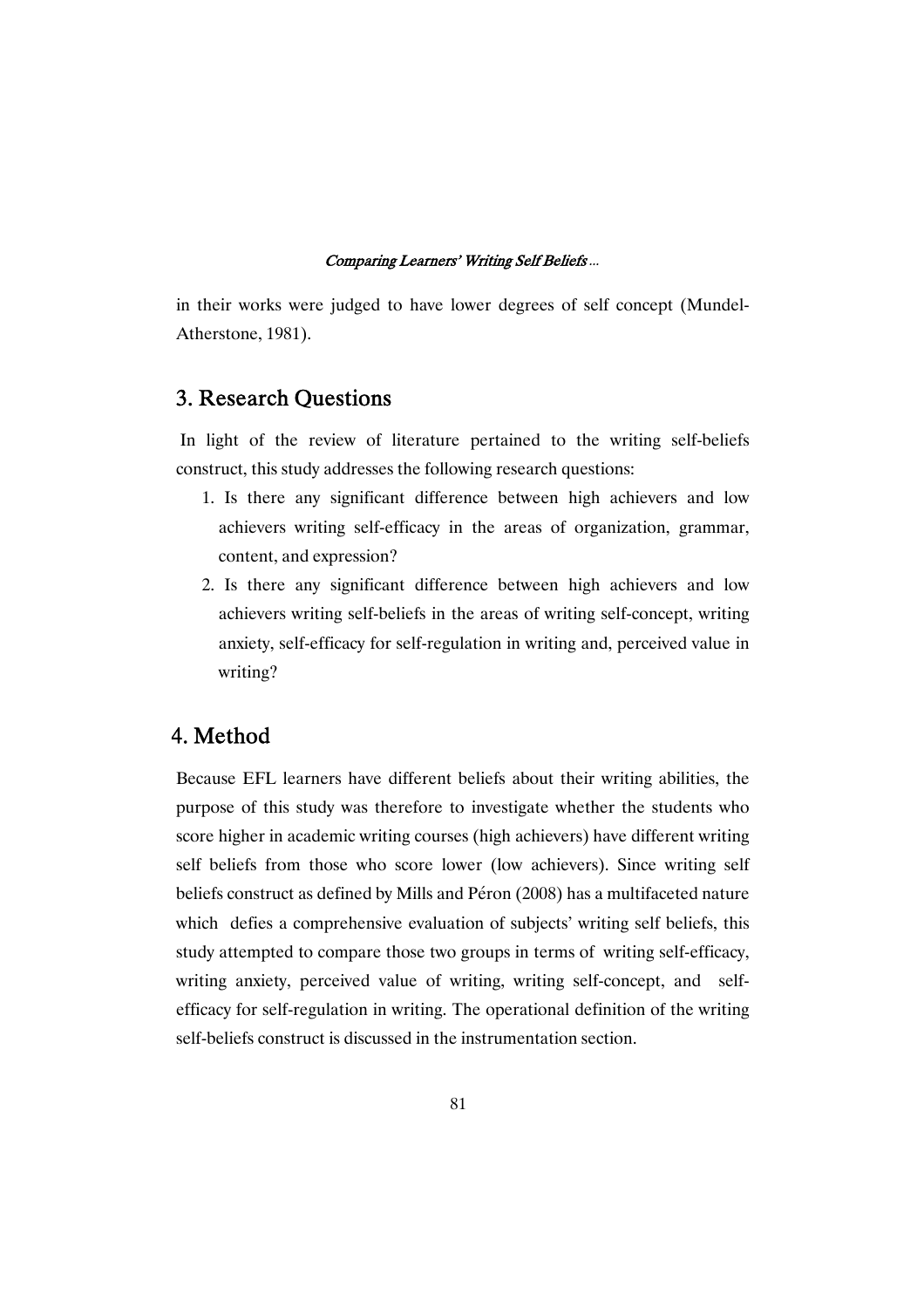in their works were judged to have lower degrees of self concept (Mundel-Atherstone, 1981).

## 3. Research Questions

In light of the review of literature pertained to the writing self-beliefs construct, this study addresses the following research questions:

1. Is there any significant difference between high achievers and low achievers writing self-efficacy in the areas of organization, grammar, content, and expression?
2. Is there any significant difference between high achievers and low achievers writing self-beliefs in the areas of writing self-concept, writing anxiety, self-efficacy for self-regulation in writing and, perceived value in writing?

## 4. Method

Because EFL learners have different beliefs about their writing abilities, the purpose of this study was therefore to investigate whether the students who score higher in academic writing courses (high achievers) have different writing self beliefs from those who score lower (low achievers). Since writing self beliefs construct as defined by Mills and Péron (2008) has a multifaceted nature which defies a comprehensive evaluation of subjects' writing self beliefs, this study attempted to compare those two groups in terms of writing self-efficacy, writing anxiety, perceived value of writing, writing self-concept, and self-efficacy for self-regulation in writing. The operational definition of the writing self-beliefs construct is discussed in the instrumentation section.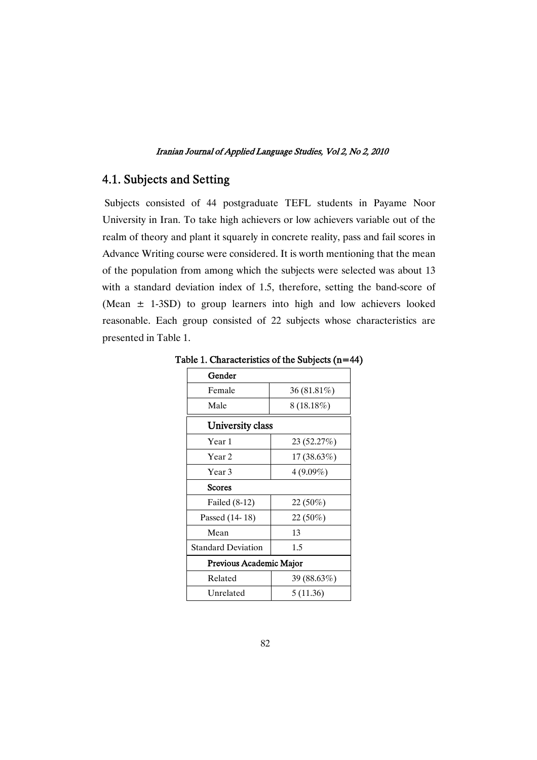## 4.1. Subjects and Setting

Subjects consisted of 44 postgraduate TEFL students in Payame Noor University in Iran. To take high achievers or low achievers variable out of the realm of theory and plant it squarely in concrete reality, pass and fail scores in Advance Writing course were considered. It is worth mentioning that the mean of the population from among which the subjects were selected was about 13 with a standard deviation index of 1.5, therefore, setting the band-score of (Mean ± 1-3SD) to group learners into high and low achievers looked reasonable. Each group consisted of 22 subjects whose characteristics are presented in Table 1.

**Table 1. Characteristics of the Subjects (n=44)**

| **Gender** | |
|---|---|
| Female | 36 (81.81%) |
| Male | 8 (18.18%) |
| **University class** | |
| Year 1 | 23 (52.27%) |
| Year 2 | 17 (38.63%) |
| Year 3 | 4 (9.09%) |
| **Scores** | |
| Failed (8-12) | 22 (50%) |
| Passed (14- 18) | 22 (50%) |
| Mean | 13 |
| Standard Deviation | 1.5 |
| **Previous Academic Major** | |
| Related | 39 (88.63%) |
| Unrelated | 5 (11.36) |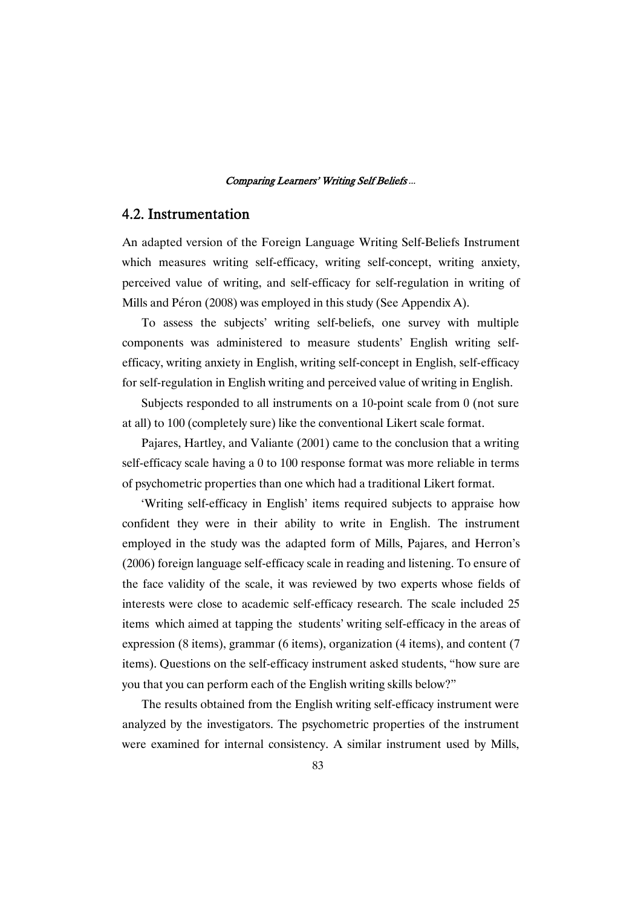## 4.2. Instrumentation

An adapted version of the Foreign Language Writing Self-Beliefs Instrument which measures writing self-efficacy, writing self-concept, writing anxiety, perceived value of writing, and self-efficacy for self-regulation in writing of Mills and Péron (2008) was employed in this study (See Appendix A).

To assess the subjects' writing self-beliefs, one survey with multiple components was administered to measure students' English writing self-efficacy, writing anxiety in English, writing self-concept in English, self-efficacy for self-regulation in English writing and perceived value of writing in English.

Subjects responded to all instruments on a 10-point scale from 0 (not sure at all) to 100 (completely sure) like the conventional Likert scale format.

Pajares, Hartley, and Valiante (2001) came to the conclusion that a writing self-efficacy scale having a 0 to 100 response format was more reliable in terms of psychometric properties than one which had a traditional Likert format.

'Writing self-efficacy in English' items required subjects to appraise how confident they were in their ability to write in English. The instrument employed in the study was the adapted form of Mills, Pajares, and Herron's (2006) foreign language self-efficacy scale in reading and listening. To ensure of the face validity of the scale, it was reviewed by two experts whose fields of interests were close to academic self-efficacy research. The scale included 25 items which aimed at tapping the students' writing self-efficacy in the areas of expression (8 items), grammar (6 items), organization (4 items), and content (7 items). Questions on the self-efficacy instrument asked students, "how sure are you that you can perform each of the English writing skills below?"

The results obtained from the English writing self-efficacy instrument were analyzed by the investigators. The psychometric properties of the instrument were examined for internal consistency. A similar instrument used by Mills,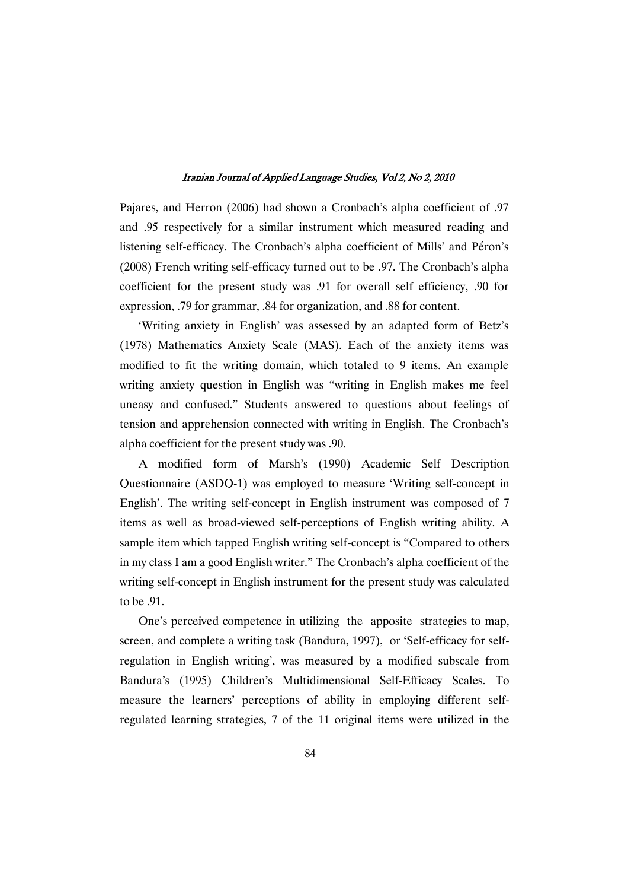Pajares, and Herron (2006) had shown a Cronbach's alpha coefficient of .97 and .95 respectively for a similar instrument which measured reading and listening self-efficacy. The Cronbach's alpha coefficient of Mills' and Péron's (2008) French writing self-efficacy turned out to be .97. The Cronbach's alpha coefficient for the present study was .91 for overall self efficiency, .90 for expression, .79 for grammar, .84 for organization, and .88 for content.

'Writing anxiety in English' was assessed by an adapted form of Betz's (1978) Mathematics Anxiety Scale (MAS). Each of the anxiety items was modified to fit the writing domain, which totaled to 9 items. An example writing anxiety question in English was "writing in English makes me feel uneasy and confused." Students answered to questions about feelings of tension and apprehension connected with writing in English. The Cronbach's alpha coefficient for the present study was .90.

A modified form of Marsh's (1990) Academic Self Description Questionnaire (ASDQ-1) was employed to measure 'Writing self-concept in English'. The writing self-concept in English instrument was composed of 7 items as well as broad-viewed self-perceptions of English writing ability. A sample item which tapped English writing self-concept is "Compared to others in my class I am a good English writer." The Cronbach's alpha coefficient of the writing self-concept in English instrument for the present study was calculated to be .91.

One's perceived competence in utilizing the apposite strategies to map, screen, and complete a writing task (Bandura, 1997), or 'Self-efficacy for self-regulation in English writing', was measured by a modified subscale from Bandura's (1995) Children's Multidimensional Self-Efficacy Scales. To measure the learners' perceptions of ability in employing different self-regulated learning strategies, 7 of the 11 original items were utilized in the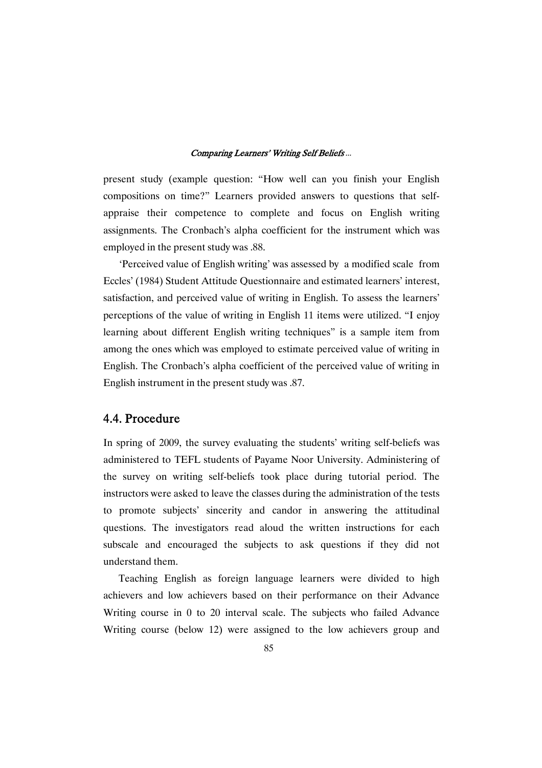present study (example question: "How well can you finish your English compositions on time?" Learners provided answers to questions that self-appraise their competence to complete and focus on English writing assignments. The Cronbach's alpha coefficient for the instrument which was employed in the present study was .88.

'Perceived value of English writing' was assessed by a modified scale from Eccles' (1984) Student Attitude Questionnaire and estimated learners' interest, satisfaction, and perceived value of writing in English. To assess the learners' perceptions of the value of writing in English 11 items were utilized. "I enjoy learning about different English writing techniques" is a sample item from among the ones which was employed to estimate perceived value of writing in English. The Cronbach's alpha coefficient of the perceived value of writing in English instrument in the present study was .87.

## 4.4. Procedure

In spring of 2009, the survey evaluating the students' writing self-beliefs was administered to TEFL students of Payame Noor University. Administering of the survey on writing self-beliefs took place during tutorial period. The instructors were asked to leave the classes during the administration of the tests to promote subjects' sincerity and candor in answering the attitudinal questions. The investigators read aloud the written instructions for each subscale and encouraged the subjects to ask questions if they did not understand them.

Teaching English as foreign language learners were divided to high achievers and low achievers based on their performance on their Advance Writing course in 0 to 20 interval scale. The subjects who failed Advance Writing course (below 12) were assigned to the low achievers group and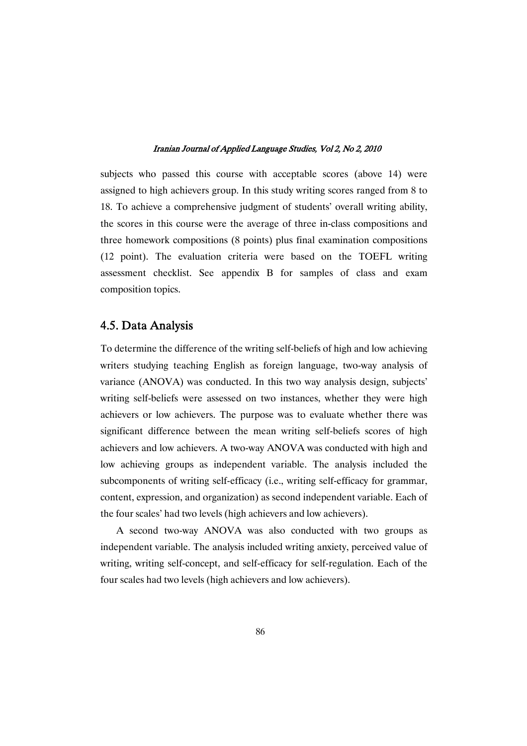subjects who passed this course with acceptable scores (above 14) were assigned to high achievers group. In this study writing scores ranged from 8 to 18. To achieve a comprehensive judgment of students' overall writing ability, the scores in this course were the average of three in-class compositions and three homework compositions (8 points) plus final examination compositions (12 point). The evaluation criteria were based on the TOEFL writing assessment checklist. See appendix B for samples of class and exam composition topics.

## 4.5. Data Analysis

To determine the difference of the writing self-beliefs of high and low achieving writers studying teaching English as foreign language, two-way analysis of variance (ANOVA) was conducted. In this two way analysis design, subjects' writing self-beliefs were assessed on two instances, whether they were high achievers or low achievers. The purpose was to evaluate whether there was significant difference between the mean writing self-beliefs scores of high achievers and low achievers. A two-way ANOVA was conducted with high and low achieving groups as independent variable. The analysis included the subcomponents of writing self-efficacy (i.e., writing self-efficacy for grammar, content, expression, and organization) as second independent variable. Each of the four scales' had two levels (high achievers and low achievers).

A second two-way ANOVA was also conducted with two groups as independent variable. The analysis included writing anxiety, perceived value of writing, writing self-concept, and self-efficacy for self-regulation. Each of the four scales had two levels (high achievers and low achievers).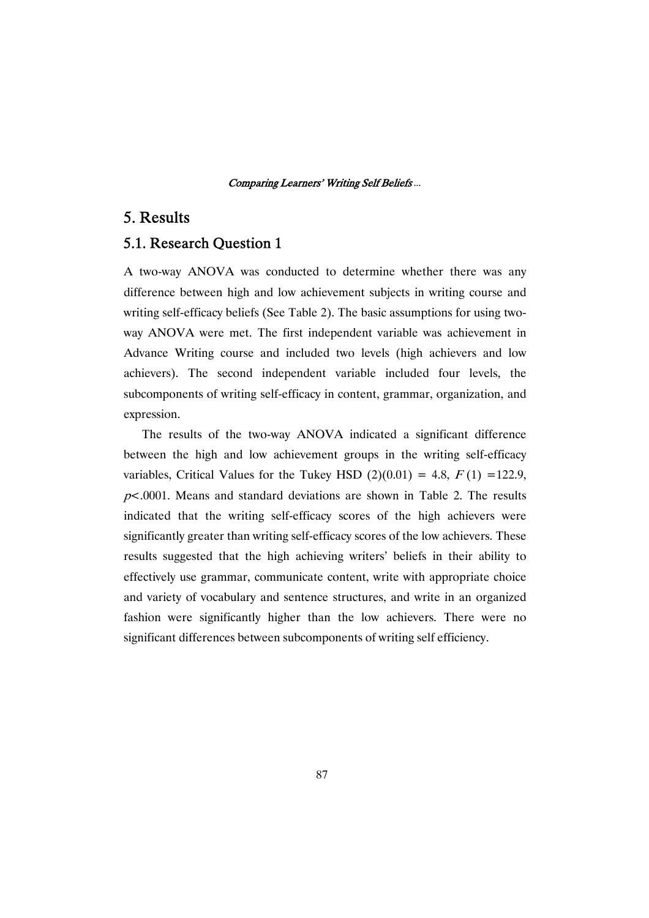# 5. Results

## 5.1. Research Question 1

A two-way ANOVA was conducted to determine whether there was any difference between high and low achievement subjects in writing course and writing self-efficacy beliefs (See Table 2). The basic assumptions for using two-way ANOVA were met. The first independent variable was achievement in Advance Writing course and included two levels (high achievers and low achievers). The second independent variable included four levels, the subcomponents of writing self-efficacy in content, grammar, organization, and expression.

The results of the two-way ANOVA indicated a significant difference between the high and low achievement groups in the writing self-efficacy variables, Critical Values for the Tukey HSD (2)(0.01) = 4.8, $F(1) = 122.9$, $p < .0001$. Means and standard deviations are shown in Table 2. The results indicated that the writing self-efficacy scores of the high achievers were significantly greater than writing self-efficacy scores of the low achievers. These results suggested that the high achieving writers' beliefs in their ability to effectively use grammar, communicate content, write with appropriate choice and variety of vocabulary and sentence structures, and write in an organized fashion were significantly higher than the low achievers. There were no significant differences between subcomponents of writing self efficiency.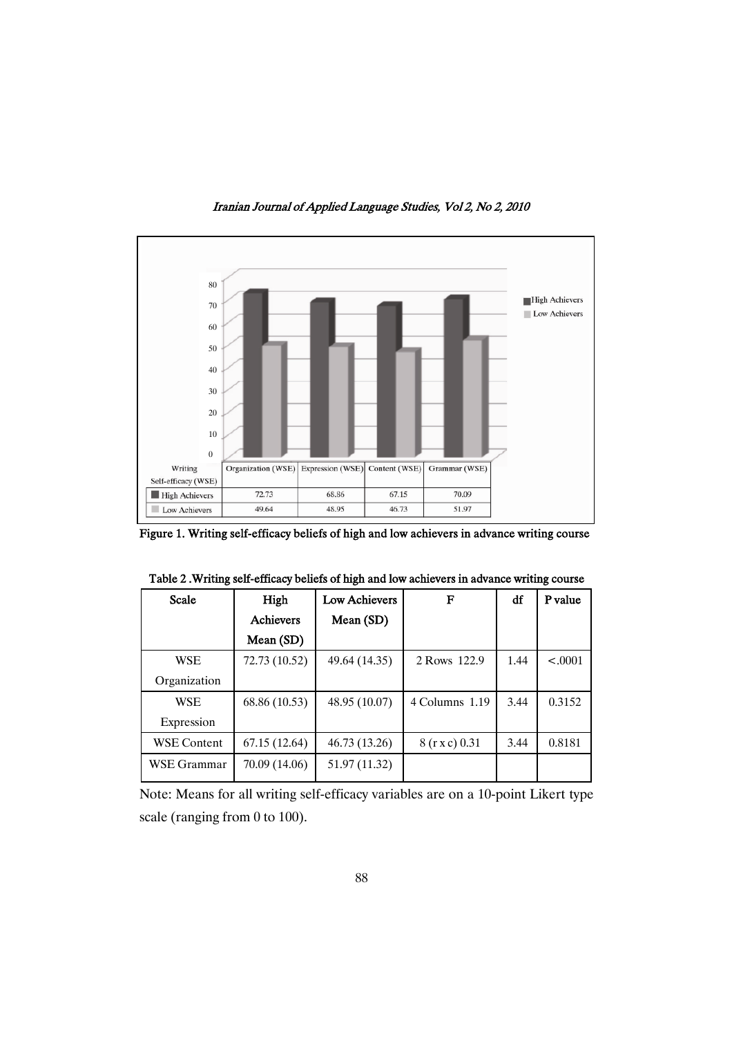| Writing Self-efficacy (WSE) | Organization (WSE) | Expression (WSE) | Content (WSE) | Grammar (WSE) |
|---|---|---|---|---|
| High Achievers | 72.73 | 68.86 | 67.15 | 70.09 |
| Low Achievers | 49.64 | 48.95 | 46.73 | 51.97 |

**Figure 1. Writing self-efficacy beliefs of high and low achievers in advance writing course**

**Table 2 .Writing self-efficacy beliefs of high and low achievers in advance writing course**

| Scale | High Achievers Mean (SD) | Low Achievers Mean (SD) | F | df | P value |
|---|---|---|---|---|---|
| WSE Organization | 72.73 (10.52) | 49.64 (14.35) | 2 Rows 122.9 | 1.44 | <.0001 |
| WSE Expression | 68.86 (10.53) | 48.95 (10.07) | 4 Columns 1.19 | 3.44 | 0.3152 |
| WSE Content | 67.15 (12.64) | 46.73 (13.26) | 8 (r x c) 0.31 | 3.44 | 0.8181 |
| WSE Grammar | 70.09 (14.06) | 51.97 (11.32) | | | |

Note: Means for all writing self-efficacy variables are on a 10-point Likert type scale (ranging from 0 to 100).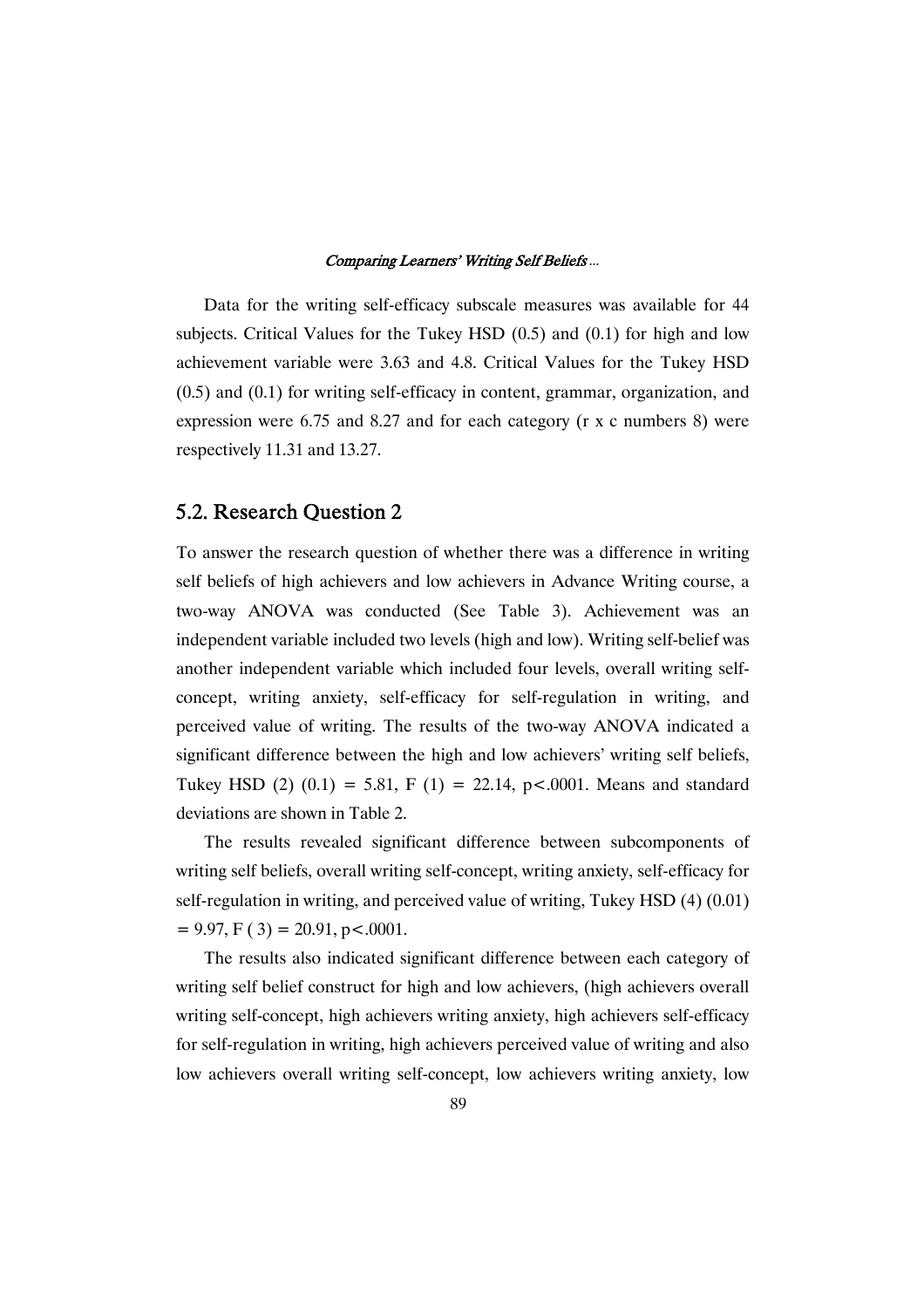Data for the writing self-efficacy subscale measures was available for 44 subjects. Critical Values for the Tukey HSD (0.5) and (0.1) for high and low achievement variable were 3.63 and 4.8. Critical Values for the Tukey HSD (0.5) and (0.1) for writing self-efficacy in content, grammar, organization, and expression were 6.75 and 8.27 and for each category (r x c numbers 8) were respectively 11.31 and 13.27.

## 5.2. Research Question 2

To answer the research question of whether there was a difference in writing self beliefs of high achievers and low achievers in Advance Writing course, a two-way ANOVA was conducted (See Table 3). Achievement was an independent variable included two levels (high and low). Writing self-belief was another independent variable which included four levels, overall writing self-concept, writing anxiety, self-efficacy for self-regulation in writing, and perceived value of writing. The results of the two-way ANOVA indicated a significant difference between the high and low achievers' writing self beliefs, Tukey HSD (2) (0.1) = 5.81, $F(1) = 22.14$, $p < .0001$. Means and standard deviations are shown in Table 2.

The results revealed significant difference between subcomponents of writing self beliefs, overall writing self-concept, writing anxiety, self-efficacy for self-regulation in writing, and perceived value of writing, Tukey HSD (4) (0.01) = 9.97, $F(3) = 20.91$, $p < .0001$.

The results also indicated significant difference between each category of writing self belief construct for high and low achievers, (high achievers overall writing self-concept, high achievers writing anxiety, high achievers self-efficacy for self-regulation in writing, high achievers perceived value of writing and also low achievers overall writing self-concept, low achievers writing anxiety, low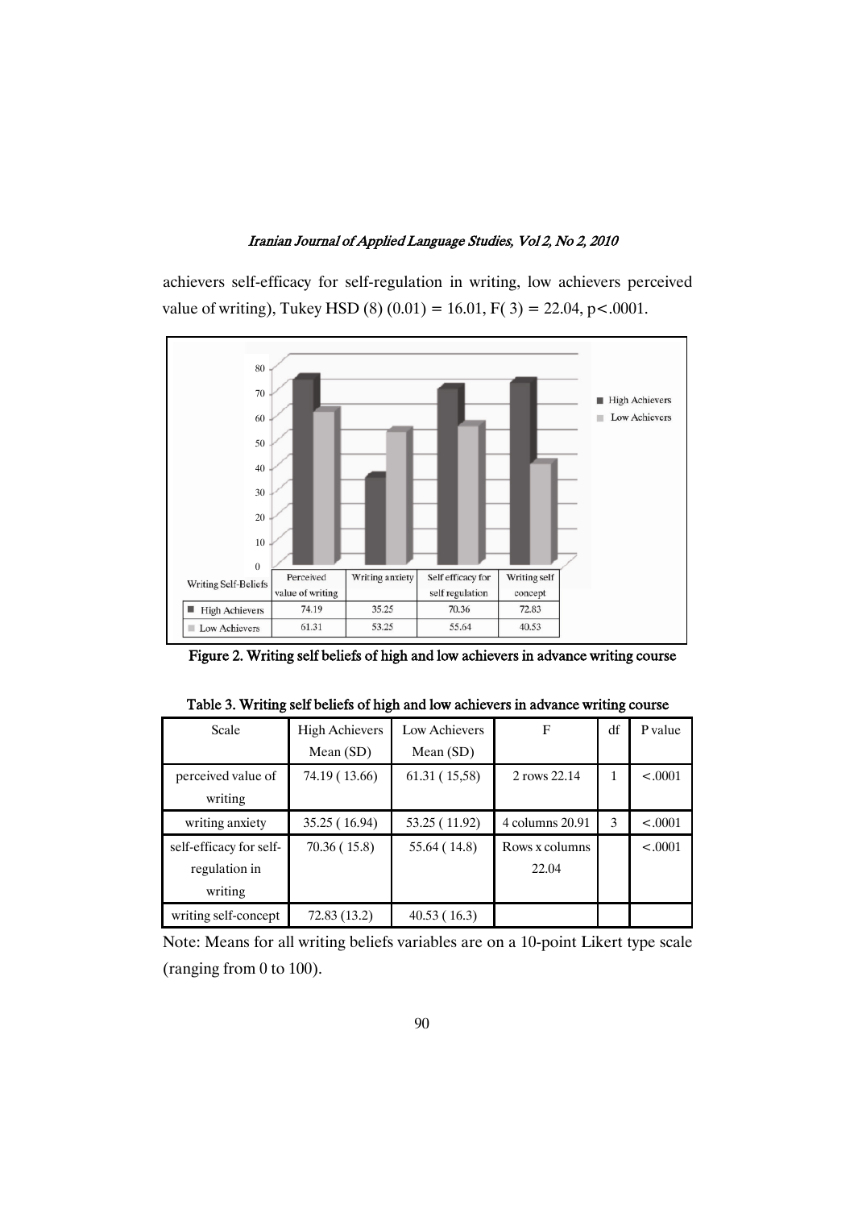achievers self-efficacy for self-regulation in writing, low achievers perceived value of writing), Tukey HSD (8) (0.01) = 16.01, $F(3) = 22.04$, $p < .0001$.

| Writing Self-Beliefs | Perceived value of writing | Writing anxiety | Self efficacy for self regulation | Writing self concept |
|---|---|---|---|---|
| High Achievers | 74.19 | 35.25 | 70.36 | 72.83 |
| Low Achievers | 61.31 | 53.25 | 55.64 | 40.53 |

**Figure 2. Writing self beliefs of high and low achievers in advance writing course**

**Table 3. Writing self beliefs of high and low achievers in advance writing course**

| Scale | High Achievers Mean (SD) | Low Achievers Mean (SD) | F | df | P value |
|---|---|---|---|---|---|
| perceived value of writing | 74.19 ( 13.66) | 61.31 ( 15,58) | 2 rows 22.14 | 1 | <.0001 |
| writing anxiety | 35.25 ( 16.94) | 53.25 ( 11.92) | 4 columns 20.91 | 3 | <.0001 |
| self-efficacy for self-regulation in writing | 70.36 ( 15.8) | 55.64 ( 14.8) | Rows x columns 22.04 | | <.0001 |
| writing self-concept | 72.83 (13.2) | 40.53 ( 16.3) | | | |

Note: Means for all writing beliefs variables are on a 10-point Likert type scale (ranging from 0 to 100).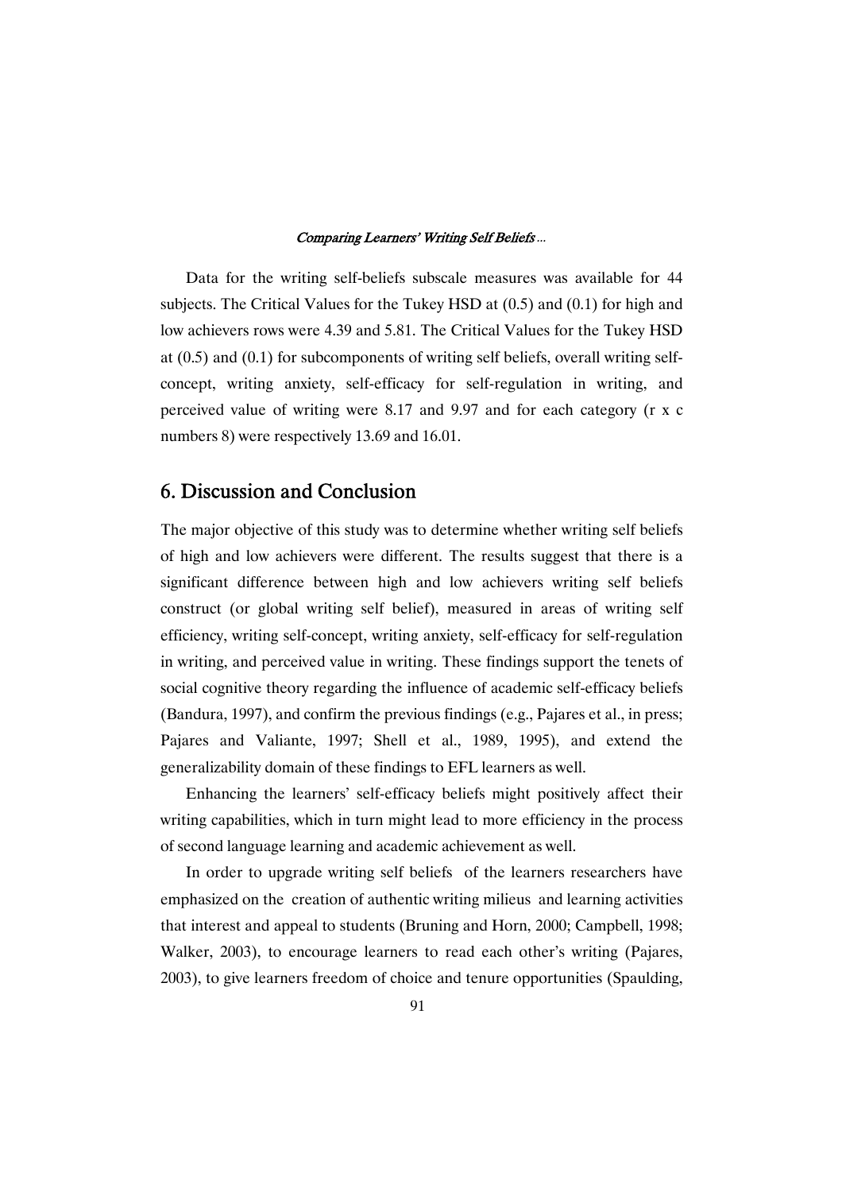Data for the writing self-beliefs subscale measures was available for 44 subjects. The Critical Values for the Tukey HSD at (0.5) and (0.1) for high and low achievers rows were 4.39 and 5.81. The Critical Values for the Tukey HSD at (0.5) and (0.1) for subcomponents of writing self beliefs, overall writing self-concept, writing anxiety, self-efficacy for self-regulation in writing, and perceived value of writing were 8.17 and 9.97 and for each category (r x c numbers 8) were respectively 13.69 and 16.01.

## 6. Discussion and Conclusion

The major objective of this study was to determine whether writing self beliefs of high and low achievers were different. The results suggest that there is a significant difference between high and low achievers writing self beliefs construct (or global writing self belief), measured in areas of writing self efficiency, writing self-concept, writing anxiety, self-efficacy for self-regulation in writing, and perceived value in writing. These findings support the tenets of social cognitive theory regarding the influence of academic self-efficacy beliefs (Bandura, 1997), and confirm the previous findings (e.g., Pajares et al., in press; Pajares and Valiante, 1997; Shell et al., 1989, 1995), and extend the generalizability domain of these findings to EFL learners as well.

Enhancing the learners' self-efficacy beliefs might positively affect their writing capabilities, which in turn might lead to more efficiency in the process of second language learning and academic achievement as well.

In order to upgrade writing self beliefs of the learners researchers have emphasized on the creation of authentic writing milieus and learning activities that interest and appeal to students (Bruning and Horn, 2000; Campbell, 1998; Walker, 2003), to encourage learners to read each other's writing (Pajares, 2003), to give learners freedom of choice and tenure opportunities (Spaulding,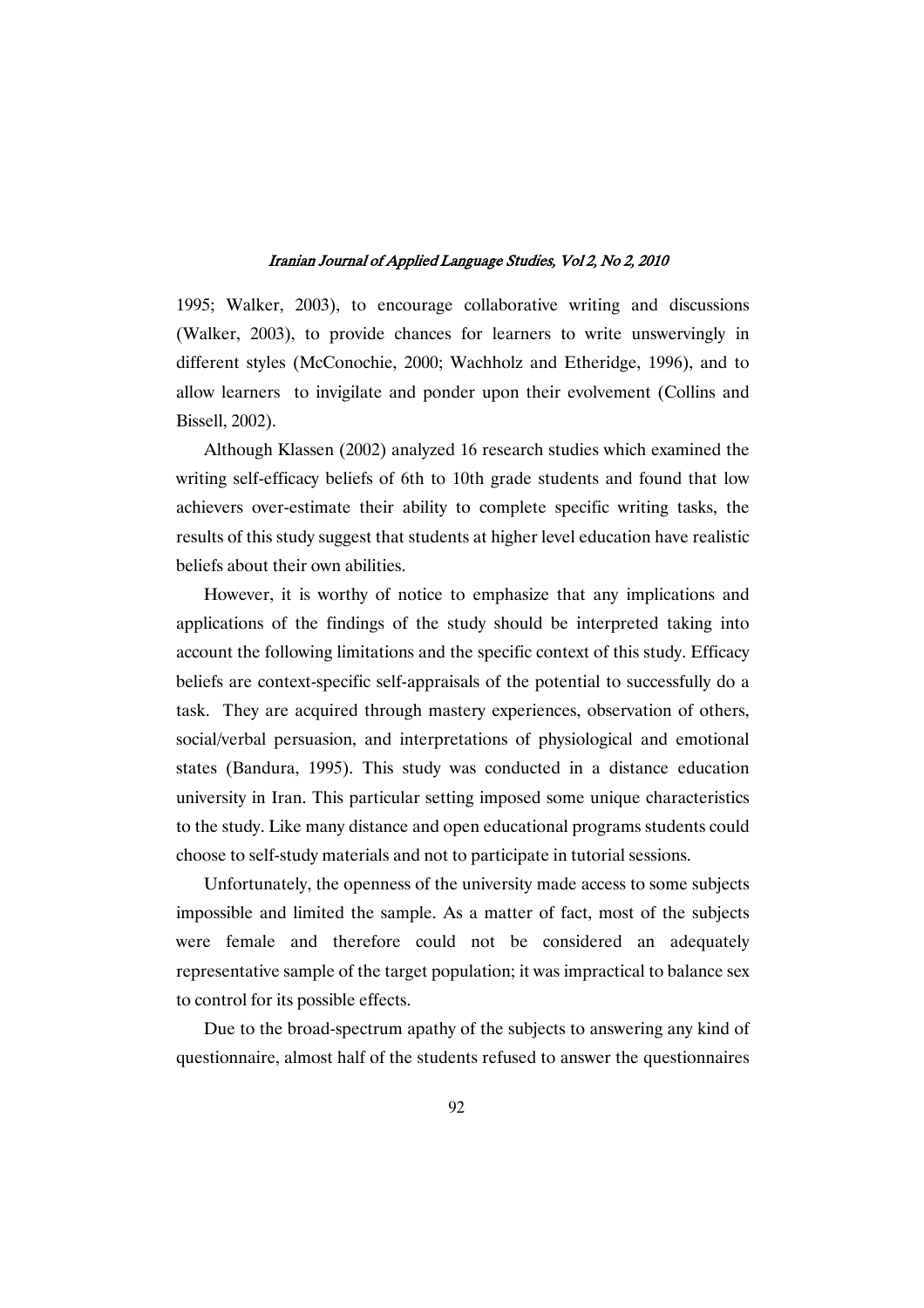1995; Walker, 2003), to encourage collaborative writing and discussions (Walker, 2003), to provide chances for learners to write unswervingly in different styles (McConochie, 2000; Wachholz and Etheridge, 1996), and to allow learners to invigilate and ponder upon their evolvement (Collins and Bissell, 2002).

Although Klassen (2002) analyzed 16 research studies which examined the writing self-efficacy beliefs of 6th to 10th grade students and found that low achievers over-estimate their ability to complete specific writing tasks, the results of this study suggest that students at higher level education have realistic beliefs about their own abilities.

However, it is worthy of notice to emphasize that any implications and applications of the findings of the study should be interpreted taking into account the following limitations and the specific context of this study. Efficacy beliefs are context-specific self-appraisals of the potential to successfully do a task. They are acquired through mastery experiences, observation of others, social/verbal persuasion, and interpretations of physiological and emotional states (Bandura, 1995). This study was conducted in a distance education university in Iran. This particular setting imposed some unique characteristics to the study. Like many distance and open educational programs students could choose to self-study materials and not to participate in tutorial sessions.

Unfortunately, the openness of the university made access to some subjects impossible and limited the sample. As a matter of fact, most of the subjects were female and therefore could not be considered an adequately representative sample of the target population; it was impractical to balance sex to control for its possible effects.

Due to the broad-spectrum apathy of the subjects to answering any kind of questionnaire, almost half of the students refused to answer the questionnaires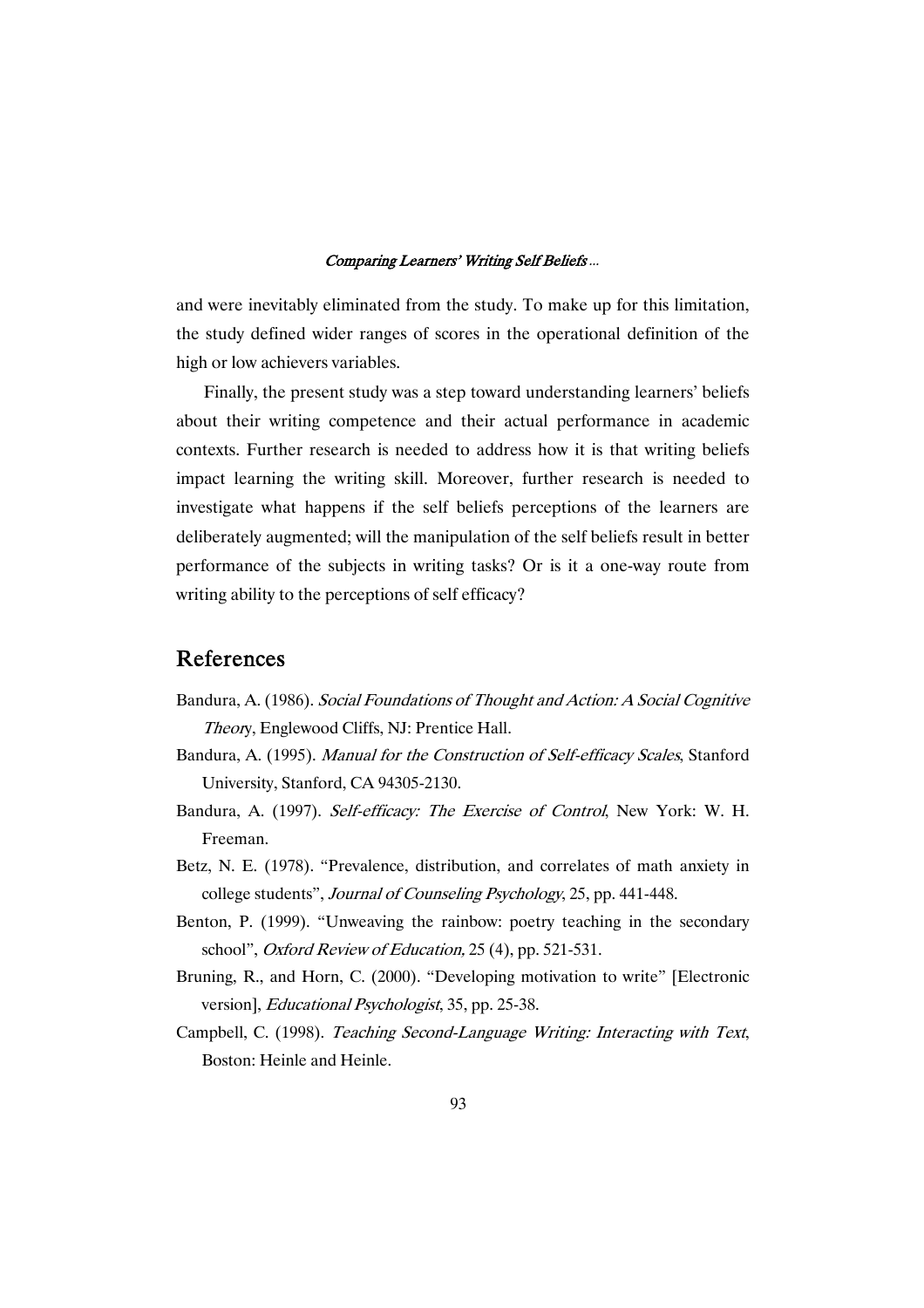and were inevitably eliminated from the study. To make up for this limitation, the study defined wider ranges of scores in the operational definition of the high or low achievers variables.

Finally, the present study was a step toward understanding learners' beliefs about their writing competence and their actual performance in academic contexts. Further research is needed to address how it is that writing beliefs impact learning the writing skill. Moreover, further research is needed to investigate what happens if the self beliefs perceptions of the learners are deliberately augmented; will the manipulation of the self beliefs result in better performance of the subjects in writing tasks? Or is it a one-way route from writing ability to the perceptions of self efficacy?

## References

Bandura, A. (1986). *Social Foundations of Thought and Action: A Social Cognitive Theory*, Englewood Cliffs, NJ: Prentice Hall.

Bandura, A. (1995). *Manual for the Construction of Self-efficacy Scales*, Stanford University, Stanford, CA 94305-2130.

Bandura, A. (1997). *Self-efficacy: The Exercise of Control*, New York: W. H. Freeman.

Betz, N. E. (1978). "Prevalence, distribution, and correlates of math anxiety in college students", *Journal of Counseling Psychology*, 25, pp. 441-448.

Benton, P. (1999). "Unweaving the rainbow: poetry teaching in the secondary school", *Oxford Review of Education,* 25 (4), pp. 521-531.

Bruning, R., and Horn, C. (2000). "Developing motivation to write" [Electronic version], *Educational Psychologist*, 35, pp. 25-38.

Campbell, C. (1998). *Teaching Second-Language Writing: Interacting with Text*, Boston: Heinle and Heinle.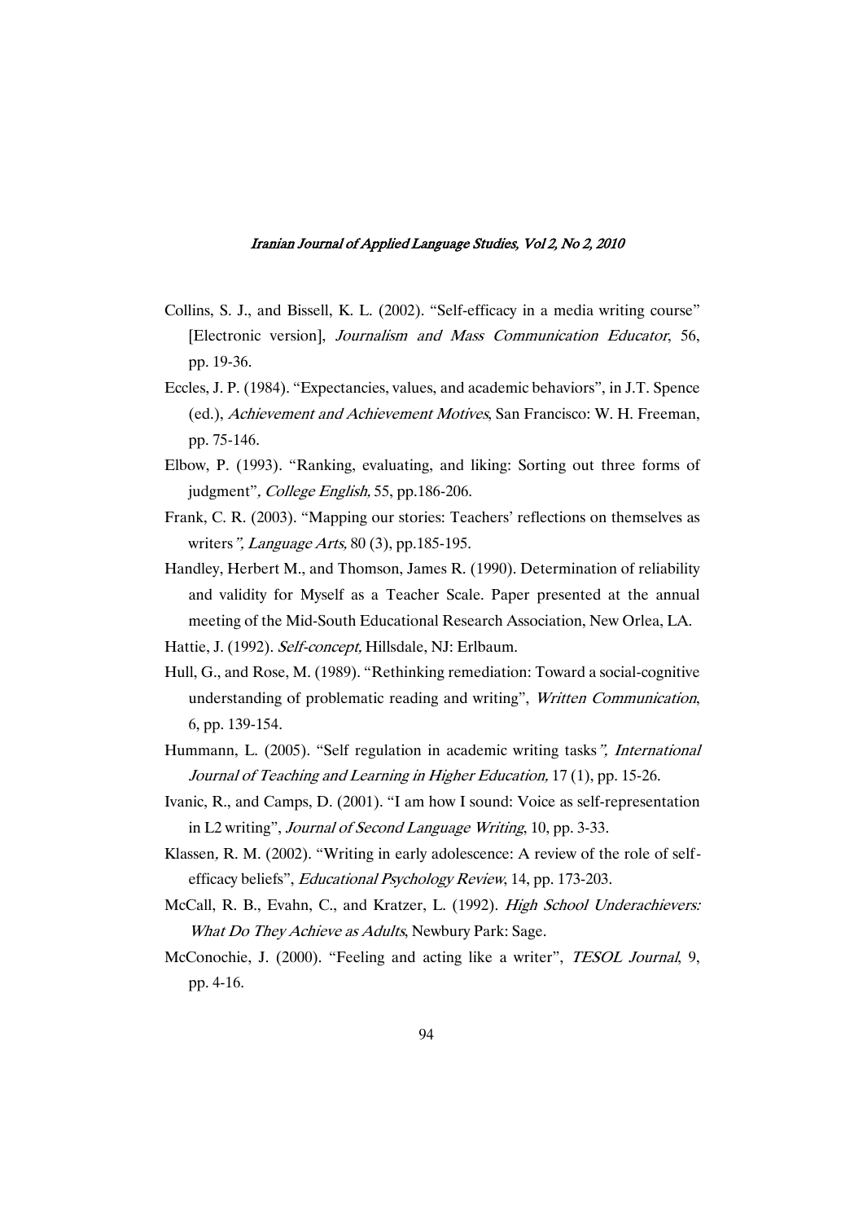Collins, S. J., and Bissell, K. L. (2002). "Self-efficacy in a media writing course" [Electronic version], *Journalism and Mass Communication Educator*, 56, pp. 19-36.

Eccles, J. P. (1984). "Expectancies, values, and academic behaviors", in J.T. Spence (ed.), *Achievement and Achievement Motives*, San Francisco: W. H. Freeman, pp. 75-146.

Elbow, P. (1993). "Ranking, evaluating, and liking: Sorting out three forms of judgment", *College English,* 55, pp.186-206.

Frank, C. R. (2003). "Mapping our stories: Teachers' reflections on themselves as writers", *Language Arts,* 80 (3), pp.185-195.

Handley, Herbert M., and Thomson, James R. (1990). Determination of reliability and validity for Myself as a Teacher Scale. Paper presented at the annual meeting of the Mid-South Educational Research Association, New Orlea, LA.

Hattie, J. (1992). *Self-concept,* Hillsdale, NJ: Erlbaum.

Hull, G., and Rose, M. (1989). "Rethinking remediation: Toward a social-cognitive understanding of problematic reading and writing", *Written Communication*, 6, pp. 139-154.

Hummann, L. (2005). "Self regulation in academic writing tasks", *International Journal of Teaching and Learning in Higher Education,* 17 (1), pp. 15-26.

Ivanic, R., and Camps, D. (2001). "I am how I sound: Voice as self-representation in L2 writing", *Journal of Second Language Writing*, 10, pp. 3-33.

Klassen, R. M. (2002). "Writing in early adolescence: A review of the role of self-efficacy beliefs", *Educational Psychology Review*, 14, pp. 173-203.

McCall, R. B., Evahn, C., and Kratzer, L. (1992). *High School Underachievers: What Do They Achieve as Adults*, Newbury Park: Sage.

McConochie, J. (2000). "Feeling and acting like a writer", *TESOL Journal*, 9, pp. 4-16.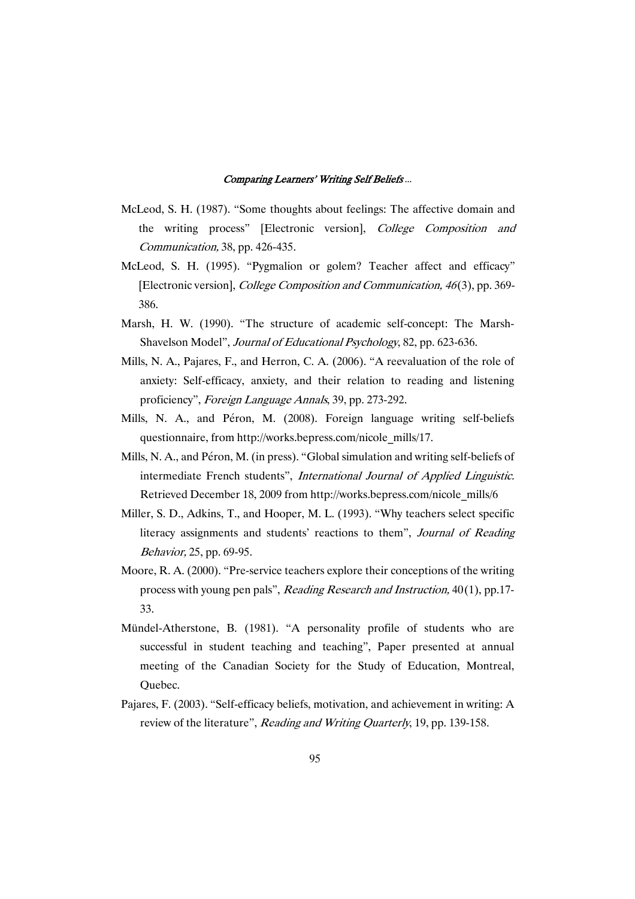McLeod, S. H. (1987). "Some thoughts about feelings: The affective domain and the writing process" [Electronic version], *College Composition and Communication,* 38, pp. 426-435.

McLeod, S. H. (1995). "Pygmalion or golem? Teacher affect and efficacy" [Electronic version], *College Composition and Communication, 46*(3), pp. 369-386.

Marsh, H. W. (1990). "The structure of academic self-concept: The Marsh-Shavelson Model", *Journal of Educational Psychology*, 82, pp. 623-636.

Mills, N. A., Pajares, F., and Herron, C. A. (2006). "A reevaluation of the role of anxiety: Self-efficacy, anxiety, and their relation to reading and listening proficiency", *Foreign Language Annals*, 39, pp. 273-292.

Mills, N. A., and Péron, M. (2008). Foreign language writing self-beliefs questionnaire, from http://works.bepress.com/nicole_mills/17.

Mills, N. A., and Péron, M. (in press). "Global simulation and writing self-beliefs of intermediate French students", *International Journal of Applied Linguistic.* Retrieved December 18, 2009 from http://works.bepress.com/nicole_mills/6

Miller, S. D., Adkins, T., and Hooper, M. L. (1993). "Why teachers select specific literacy assignments and students' reactions to them", *Journal of Reading Behavior,* 25, pp. 69-95.

Moore, R. A. (2000). "Pre-service teachers explore their conceptions of the writing process with young pen pals", *Reading Research and Instruction,* 40(1), pp.17-33.

Mündel-Atherstone, B. (1981). "A personality profile of students who are successful in student teaching and teaching", Paper presented at annual meeting of the Canadian Society for the Study of Education, Montreal, Quebec.

Pajares, F. (2003). "Self-efficacy beliefs, motivation, and achievement in writing: A review of the literature", *Reading and Writing Quarterly*, 19, pp. 139-158.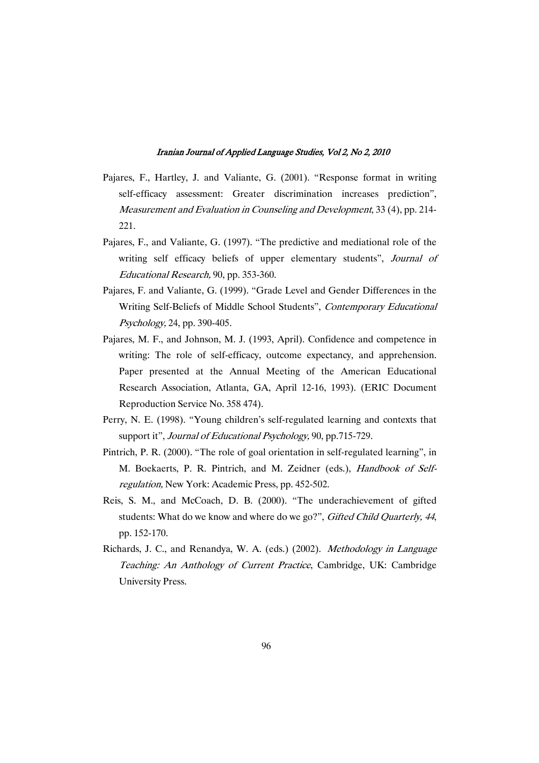Pajares, F., Hartley, J. and Valiante, G. (2001). "Response format in writing self-efficacy assessment: Greater discrimination increases prediction", *Measurement and Evaluation in Counseling and Development*, 33 (4), pp. 214-221.

Pajares, F., and Valiante, G. (1997). "The predictive and mediational role of the writing self efficacy beliefs of upper elementary students", *Journal of Educational Research,* 90, pp. 353-360.

Pajares, F. and Valiante, G. (1999). "Grade Level and Gender Differences in the Writing Self-Beliefs of Middle School Students", *Contemporary Educational Psychology,* 24, pp. 390-405.

Pajares, M. F., and Johnson, M. J. (1993, April). Confidence and competence in writing: The role of self-efficacy, outcome expectancy, and apprehension. Paper presented at the Annual Meeting of the American Educational Research Association, Atlanta, GA, April 12-16, 1993). (ERIC Document Reproduction Service No. 358 474).

Perry, N. E. (1998). "Young children's self-regulated learning and contexts that support it", *Journal of Educational Psychology,* 90, pp.715-729.

Pintrich, P. R. (2000). "The role of goal orientation in self-regulated learning", in M. Boekaerts, P. R. Pintrich, and M. Zeidner (eds.), *Handbook of Self-regulation,* New York: Academic Press, pp. 452-502.

Reis, S. M., and McCoach, D. B. (2000). "The underachievement of gifted students: What do we know and where do we go?", *Gifted Child Quarterly, 44*, pp. 152-170.

Richards, J. C., and Renandya, W. A. (eds.) (2002). *Methodology in Language Teaching: An Anthology of Current Practice*, Cambridge, UK: Cambridge University Press.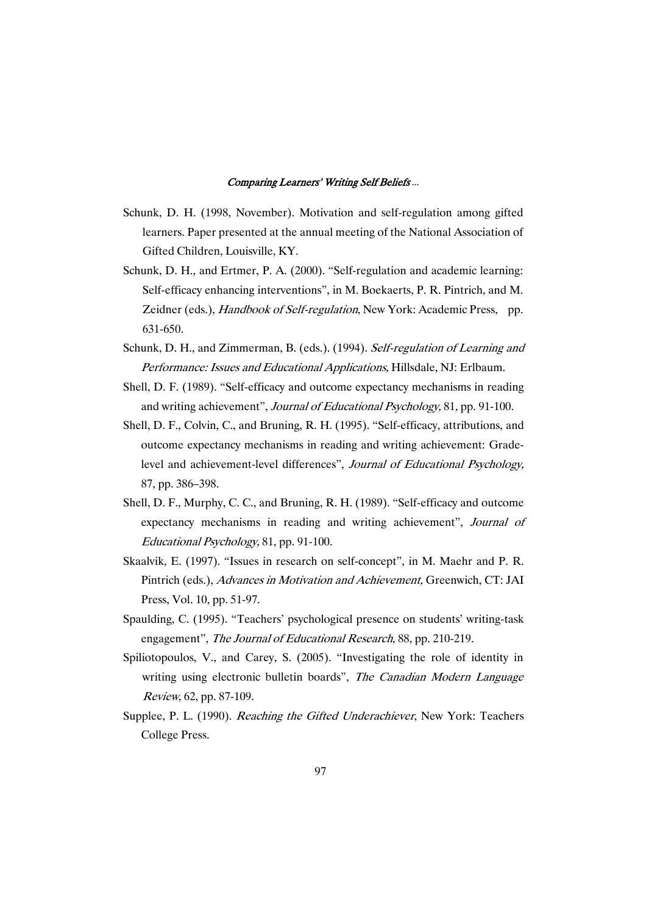Schunk, D. H. (1998, November). Motivation and self-regulation among gifted learners. Paper presented at the annual meeting of the National Association of Gifted Children, Louisville, KY.

Schunk, D. H., and Ertmer, P. A. (2000). "Self-regulation and academic learning: Self-efficacy enhancing interventions", in M. Boekaerts, P. R. Pintrich, and M. Zeidner (eds.), *Handbook of Self-regulation*, New York: Academic Press, pp. 631-650.

Schunk, D. H., and Zimmerman, B. (eds.). (1994). *Self-regulation of Learning and Performance: Issues and Educational Applications,* Hillsdale, NJ: Erlbaum.

Shell, D. F. (1989). "Self-efficacy and outcome expectancy mechanisms in reading and writing achievement", *Journal of Educational Psychology,* 81, pp. 91-100.

Shell, D. F., Colvin, C., and Bruning, R. H. (1995). "Self-efficacy, attributions, and outcome expectancy mechanisms in reading and writing achievement: Grade-level and achievement-level differences", *Journal of Educational Psychology,* 87, pp. 386–398.

Shell, D. F., Murphy, C. C., and Bruning, R. H. (1989). "Self-efficacy and outcome expectancy mechanisms in reading and writing achievement", *Journal of Educational Psychology,* 81, pp. 91-100.

Skaalvik, E. (1997). "Issues in research on self-concept", in M. Maehr and P. R. Pintrich (eds.), *Advances in Motivation and Achievement,* Greenwich, CT: JAI Press, Vol. 10, pp. 51-97.

Spaulding, C. (1995). "Teachers' psychological presence on students' writing-task engagement", *The Journal of Educational Research*, 88, pp. 210-219.

Spiliotopoulos, V., and Carey, S. (2005). "Investigating the role of identity in writing using electronic bulletin boards", *The Canadian Modern Language Review*, 62, pp. 87-109.

Supplee, P. L. (1990). *Reaching the Gifted Underachiever*, New York: Teachers College Press.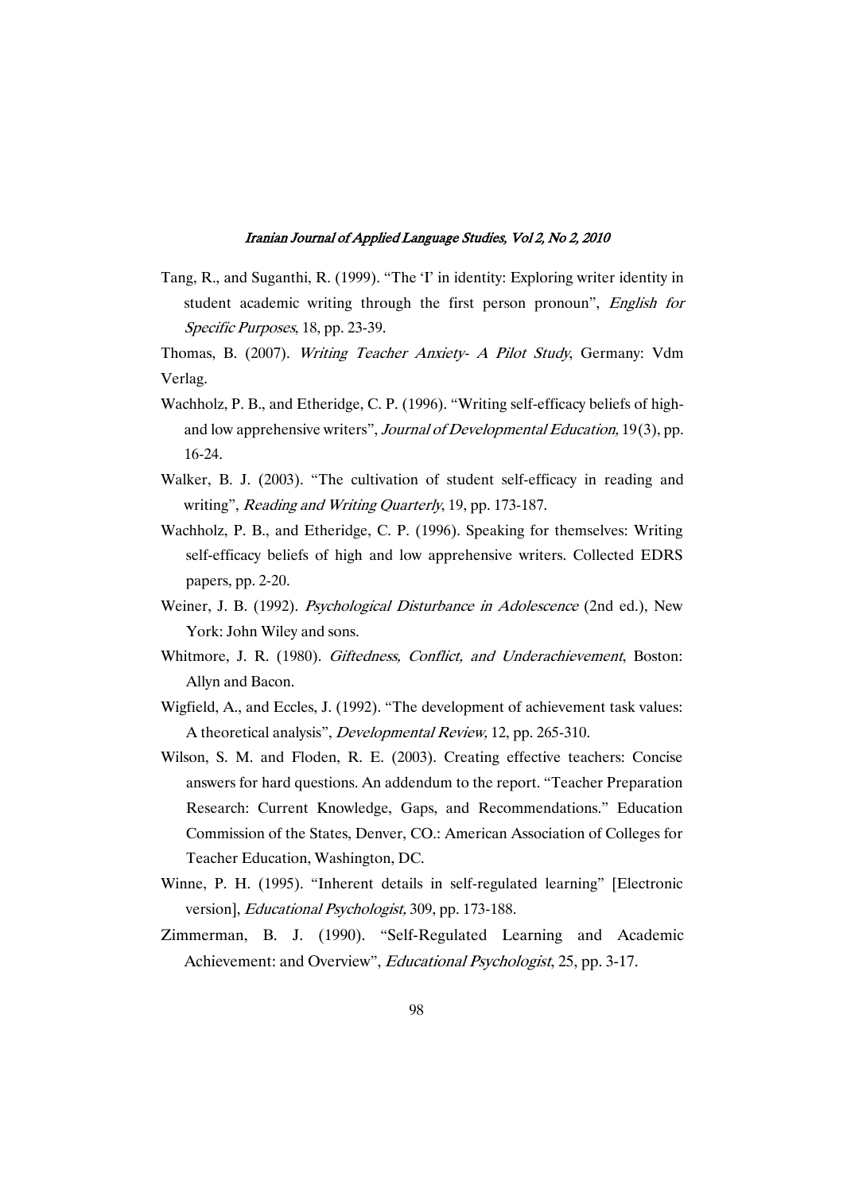Tang, R., and Suganthi, R. (1999). "The 'I' in identity: Exploring writer identity in student academic writing through the first person pronoun", *English for Specific Purposes*, 18, pp. 23-39.

Thomas, B. (2007). *Writing Teacher Anxiety- A Pilot Study*, Germany: Vdm Verlag.

Wachholz, P. B., and Etheridge, C. P. (1996). "Writing self-efficacy beliefs of high- and low apprehensive writers", *Journal of Developmental Education*, 19(3), pp. 16-24.

Walker, B. J. (2003). "The cultivation of student self-efficacy in reading and writing", *Reading and Writing Quarterly*, 19, pp. 173-187.

Wachholz, P. B., and Etheridge, C. P. (1996). Speaking for themselves: Writing self-efficacy beliefs of high and low apprehensive writers. Collected EDRS papers, pp. 2-20.

Weiner, J. B. (1992). *Psychological Disturbance in Adolescence* (2nd ed.), New York: John Wiley and sons.

Whitmore, J. R. (1980). *Giftedness, Conflict, and Underachievement*, Boston: Allyn and Bacon.

Wigfield, A., and Eccles, J. (1992). "The development of achievement task values: A theoretical analysis", *Developmental Review*, 12, pp. 265-310.

Wilson, S. M. and Floden, R. E. (2003). Creating effective teachers: Concise answers for hard questions. An addendum to the report. "Teacher Preparation Research: Current Knowledge, Gaps, and Recommendations." Education Commission of the States, Denver, CO.: American Association of Colleges for Teacher Education, Washington, DC.

Winne, P. H. (1995). "Inherent details in self-regulated learning" [Electronic version], *Educational Psychologist*, 309, pp. 173-188.

Zimmerman, B. J. (1990). "Self-Regulated Learning and Academic Achievement: and Overview", *Educational Psychologist*, 25, pp. 3-17.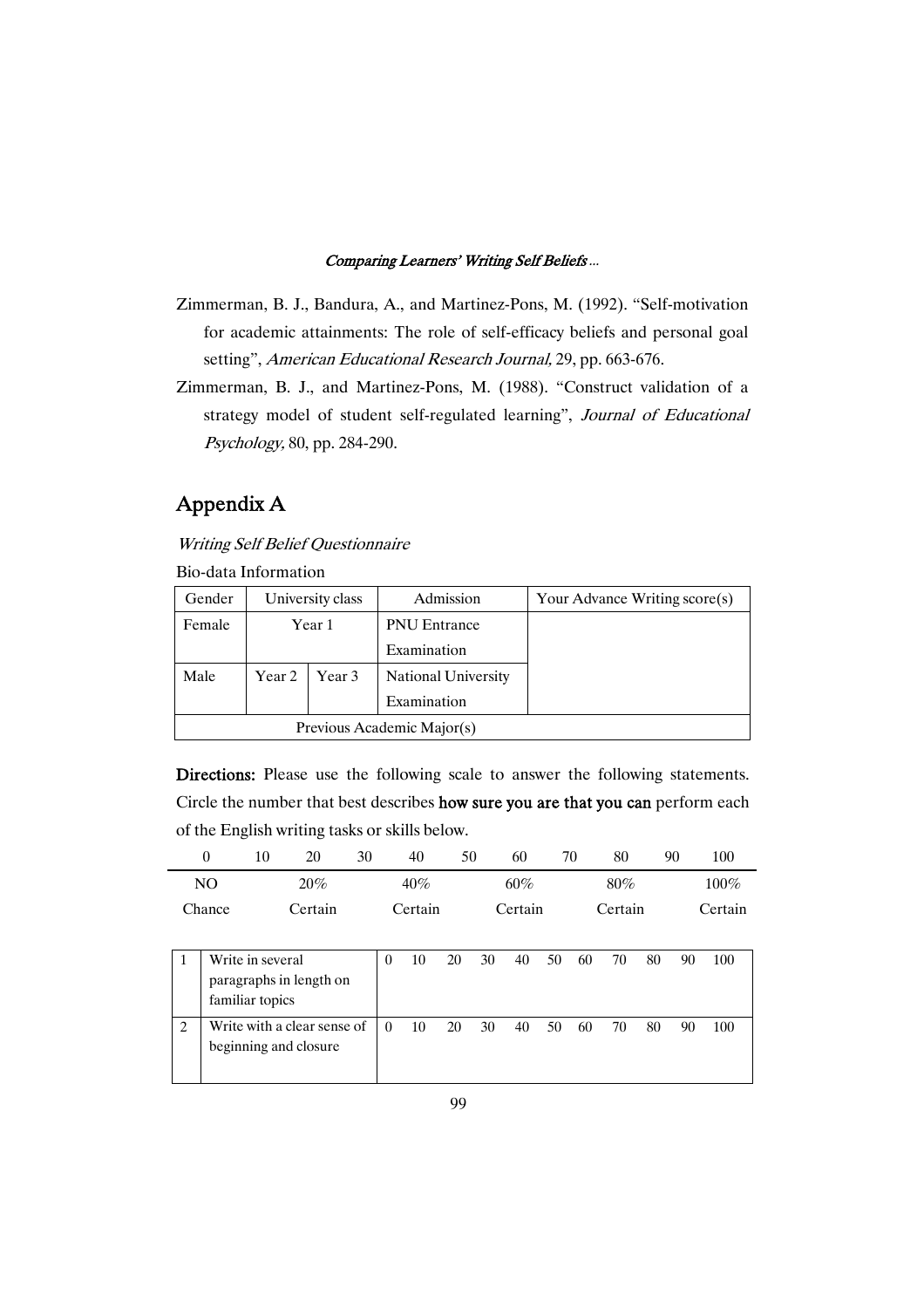Zimmerman, B. J., Bandura, A., and Martinez-Pons, M. (1992). "Self-motivation for academic attainments: The role of self-efficacy beliefs and personal goal setting", *American Educational Research Journal,* 29, pp. 663-676.

Zimmerman, B. J., and Martinez-Pons, M. (1988). "Construct validation of a strategy model of student self-regulated learning", *Journal of Educational Psychology,* 80, pp. 284-290.

## Appendix A

*Writing Self Belief Questionnaire*

Bio-data Information

| Gender | University class | | Admission | Your Advance Writing score(s) |
|---|---|---|---|---|
| Female | Year 1 | | PNU Entrance Examination | |
| Male | Year 2 | Year 3 | National University Examination | |
| Previous Academic Major(s) | | | | |

**Directions:** Please use the following scale to answer the following statements. Circle the number that best describes **how sure you are that you can** perform each of the English writing tasks or skills below.

| 0 | 10 | 20 | 30 | 40 | 50 | 60 | 70 | 80 | 90 | 100 |
|---|---|---|---|---|---|---|---|---|---|---|
| NO Chance | | 20% Certain | | 40% Certain | | 60% Certain | | 80% Certain | | 100% Certain |

| | | | | | | | | | | | | |
|---|---|---|---|---|---|---|---|---|---|---|---|---|
| 1 | Write in several paragraphs in length on familiar topics | 0 | 10 | 20 | 30 | 40 | 50 | 60 | 70 | 80 | 90 | 100 |
| 2 | Write with a clear sense of beginning and closure | 0 | 10 | 20 | 30 | 40 | 50 | 60 | 70 | 80 | 90 | 100 |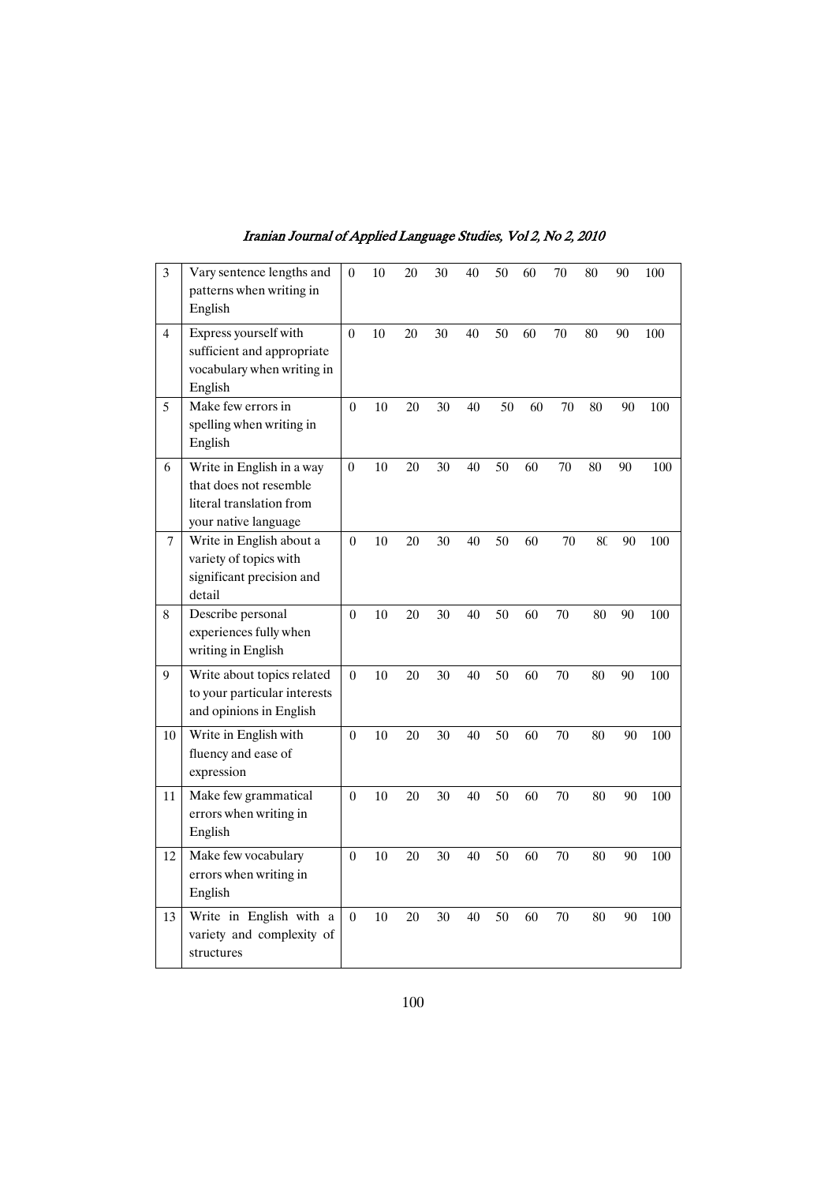| 3 | Vary sentence lengths and patterns when writing in English | 0 | 10 | 20 | 30 | 40 | 50 | 60 | 70 | 80 | 90 | 100 |
|---|---|---|---|---|---|---|---|---|---|---|---|---|
| 4 | Express yourself with sufficient and appropriate vocabulary when writing in English | 0 | 10 | 20 | 30 | 40 | 50 | 60 | 70 | 80 | 90 | 100 |
| 5 | Make few errors in spelling when writing in English | 0 | 10 | 20 | 30 | 40 | 50 | 60 | 70 | 80 | 90 | 100 |
| 6 | Write in English in a way that does not resemble literal translation from your native language | 0 | 10 | 20 | 30 | 40 | 50 | 60 | 70 | 80 | 90 | 100 |
| 7 | Write in English about a variety of topics with significant precision and detail | 0 | 10 | 20 | 30 | 40 | 50 | 60 | 70 | 80 | 90 | 100 |
| 8 | Describe personal experiences fully when writing in English | 0 | 10 | 20 | 30 | 40 | 50 | 60 | 70 | 80 | 90 | 100 |
| 9 | Write about topics related to your particular interests and opinions in English | 0 | 10 | 20 | 30 | 40 | 50 | 60 | 70 | 80 | 90 | 100 |
| 10 | Write in English with fluency and ease of expression | 0 | 10 | 20 | 30 | 40 | 50 | 60 | 70 | 80 | 90 | 100 |
| 11 | Make few grammatical errors when writing in English | 0 | 10 | 20 | 30 | 40 | 50 | 60 | 70 | 80 | 90 | 100 |
| 12 | Make few vocabulary errors when writing in English | 0 | 10 | 20 | 30 | 40 | 50 | 60 | 70 | 80 | 90 | 100 |
| 13 | Write in English with a variety and complexity of structures | 0 | 10 | 20 | 30 | 40 | 50 | 60 | 70 | 80 | 90 | 100 |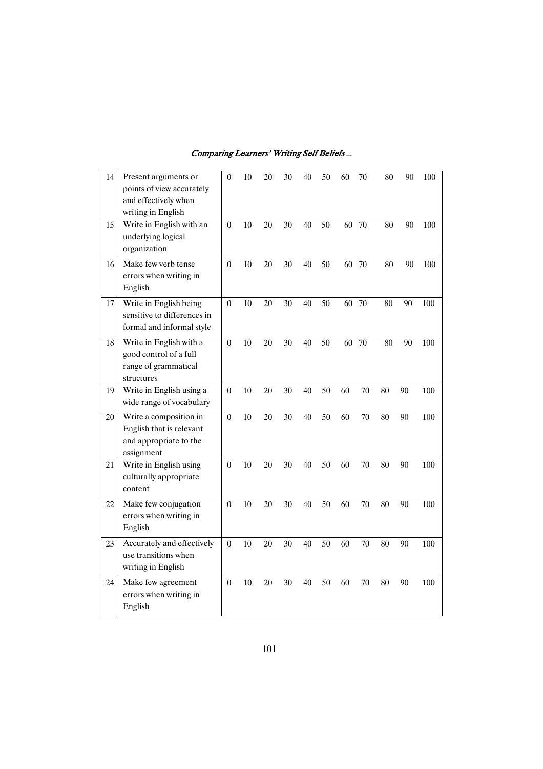| | | | | | | | | | | | | |
|---|---|---|---|---|---|---|---|---|---|---|---|---|
| 14 | Present arguments or points of view accurately and effectively when writing in English | 0 | 10 | 20 | 30 | 40 | 50 | 60 | 70 | 80 | 90 | 100 |
| 15 | Write in English with an underlying logical organization | 0 | 10 | 20 | 30 | 40 | 50 | 60 | 70 | 80 | 90 | 100 |
| 16 | Make few verb tense errors when writing in English | 0 | 10 | 20 | 30 | 40 | 50 | 60 | 70 | 80 | 90 | 100 |
| 17 | Write in English being sensitive to differences in formal and informal style | 0 | 10 | 20 | 30 | 40 | 50 | 60 | 70 | 80 | 90 | 100 |
| 18 | Write in English with a good control of a full range of grammatical structures | 0 | 10 | 20 | 30 | 40 | 50 | 60 | 70 | 80 | 90 | 100 |
| 19 | Write in English using a wide range of vocabulary | 0 | 10 | 20 | 30 | 40 | 50 | 60 | 70 | 80 | 90 | 100 |
| 20 | Write a composition in English that is relevant and appropriate to the assignment | 0 | 10 | 20 | 30 | 40 | 50 | 60 | 70 | 80 | 90 | 100 |
| 21 | Write in English using culturally appropriate content | 0 | 10 | 20 | 30 | 40 | 50 | 60 | 70 | 80 | 90 | 100 |
| 22 | Make few conjugation errors when writing in English | 0 | 10 | 20 | 30 | 40 | 50 | 60 | 70 | 80 | 90 | 100 |
| 23 | Accurately and effectively use transitions when writing in English | 0 | 10 | 20 | 30 | 40 | 50 | 60 | 70 | 80 | 90 | 100 |
| 24 | Make few agreement errors when writing in English | 0 | 10 | 20 | 30 | 40 | 50 | 60 | 70 | 80 | 90 | 100 |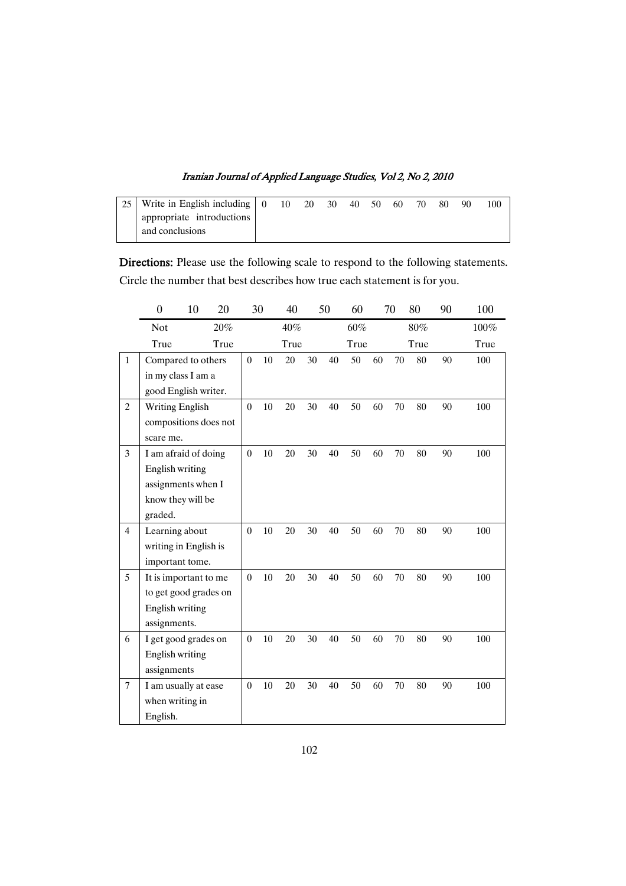| 25 | Write in English including appropriate introductions and conclusions | 0 | 10 | 20 | 30 | 40 | 50 | 60 | 70 | 80 | 90 | 100 |
|---|---|---|---|---|---|---|---|---|---|---|---|---|

**Directions:** Please use the following scale to respond to the following statements. Circle the number that best describes how true each statement is for you.

| 0 | 10 | 20 | 30 | 40 | 50 | 60 | 70 | 80 | 90 | 100 |
|---|---|---|---|---|---|---|---|---|---|---|
| Not True | | 20% True | | 40% True | | 60% True | | 80% True | | 100% True |

| | Statement | | | | | | | | | | | |
|---|---|---|---|---|---|---|---|---|---|---|---|---|
| 1 | Compared to others in my class I am a good English writer. | 0 | 10 | 20 | 30 | 40 | 50 | 60 | 70 | 80 | 90 | 100 |
| 2 | Writing English compositions does not scare me. | 0 | 10 | 20 | 30 | 40 | 50 | 60 | 70 | 80 | 90 | 100 |
| 3 | I am afraid of doing English writing assignments when I know they will be graded. | 0 | 10 | 20 | 30 | 40 | 50 | 60 | 70 | 80 | 90 | 100 |
| 4 | Learning about writing in English is important tome. | 0 | 10 | 20 | 30 | 40 | 50 | 60 | 70 | 80 | 90 | 100 |
| 5 | It is important to me to get good grades on English writing assignments. | 0 | 10 | 20 | 30 | 40 | 50 | 60 | 70 | 80 | 90 | 100 |
| 6 | I get good grades on English writing assignments | 0 | 10 | 20 | 30 | 40 | 50 | 60 | 70 | 80 | 90 | 100 |
| 7 | I am usually at ease when writing in English. | 0 | 10 | 20 | 30 | 40 | 50 | 60 | 70 | 80 | 90 | 100 |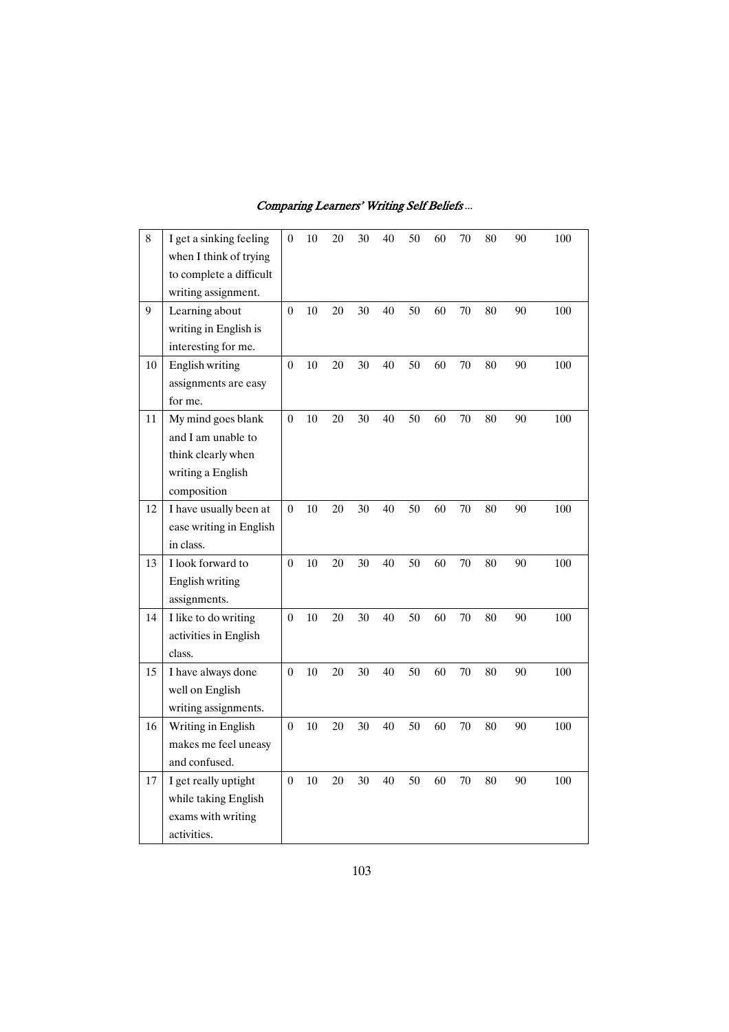| 8 | I get a sinking feeling when I think of trying to complete a difficult writing assignment. | 0 | 10 | 20 | 30 | 40 | 50 | 60 | 70 | 80 | 90 | 100 |
|---|---|---|---|---|---|---|---|---|---|---|---|---|
| 9 | Learning about writing in English is interesting for me. | 0 | 10 | 20 | 30 | 40 | 50 | 60 | 70 | 80 | 90 | 100 |
| 10 | English writing assignments are easy for me. | 0 | 10 | 20 | 30 | 40 | 50 | 60 | 70 | 80 | 90 | 100 |
| 11 | My mind goes blank and I am unable to think clearly when writing a English composition | 0 | 10 | 20 | 30 | 40 | 50 | 60 | 70 | 80 | 90 | 100 |
| 12 | I have usually been at ease writing in English in class. | 0 | 10 | 20 | 30 | 40 | 50 | 60 | 70 | 80 | 90 | 100 |
| 13 | I look forward to English writing assignments. | 0 | 10 | 20 | 30 | 40 | 50 | 60 | 70 | 80 | 90 | 100 |
| 14 | I like to do writing activities in English class. | 0 | 10 | 20 | 30 | 40 | 50 | 60 | 70 | 80 | 90 | 100 |
| 15 | I have always done well on English writing assignments. | 0 | 10 | 20 | 30 | 40 | 50 | 60 | 70 | 80 | 90 | 100 |
| 16 | Writing in English makes me feel uneasy and confused. | 0 | 10 | 20 | 30 | 40 | 50 | 60 | 70 | 80 | 90 | 100 |
| 17 | I get really uptight while taking English exams with writing activities. | 0 | 10 | 20 | 30 | 40 | 50 | 60 | 70 | 80 | 90 | 100 |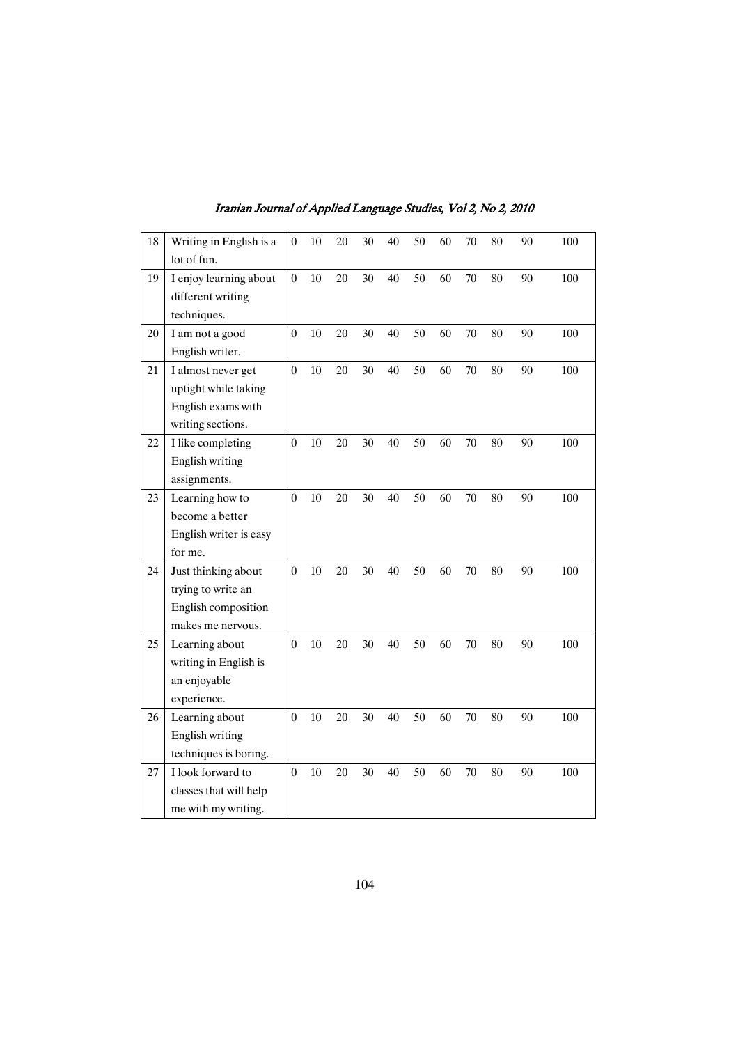| 18 | Writing in English is a lot of fun. | 0 | 10 | 20 | 30 | 40 | 50 | 60 | 70 | 80 | 90 | 100 |
|---|---|---|---|---|---|---|---|---|---|---|---|---|
| 19 | I enjoy learning about different writing techniques. | 0 | 10 | 20 | 30 | 40 | 50 | 60 | 70 | 80 | 90 | 100 |
| 20 | I am not a good English writer. | 0 | 10 | 20 | 30 | 40 | 50 | 60 | 70 | 80 | 90 | 100 |
| 21 | I almost never get uptight while taking English exams with writing sections. | 0 | 10 | 20 | 30 | 40 | 50 | 60 | 70 | 80 | 90 | 100 |
| 22 | I like completing English writing assignments. | 0 | 10 | 20 | 30 | 40 | 50 | 60 | 70 | 80 | 90 | 100 |
| 23 | Learning how to become a better English writer is easy for me. | 0 | 10 | 20 | 30 | 40 | 50 | 60 | 70 | 80 | 90 | 100 |
| 24 | Just thinking about trying to write an English composition makes me nervous. | 0 | 10 | 20 | 30 | 40 | 50 | 60 | 70 | 80 | 90 | 100 |
| 25 | Learning about writing in English is an enjoyable experience. | 0 | 10 | 20 | 30 | 40 | 50 | 60 | 70 | 80 | 90 | 100 |
| 26 | Learning about English writing techniques is boring. | 0 | 10 | 20 | 30 | 40 | 50 | 60 | 70 | 80 | 90 | 100 |
| 27 | I look forward to classes that will help me with my writing. | 0 | 10 | 20 | 30 | 40 | 50 | 60 | 70 | 80 | 90 | 100 |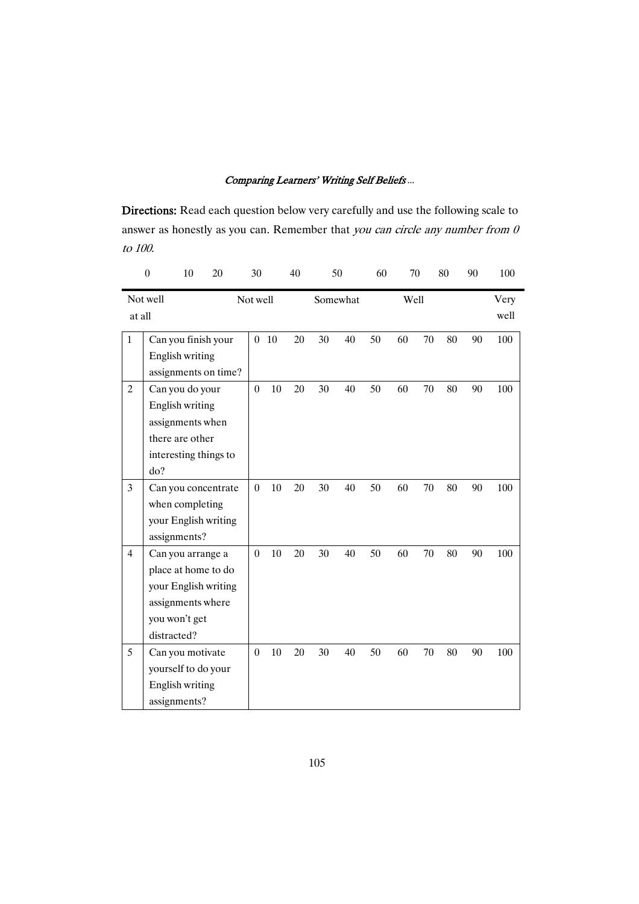**Directions:** Read each question below very carefully and use the following scale to answer as honestly as you can. Remember that *you can circle any number from 0 to 100.*

| 0 | 10 | 20 | 30 | 40 | 50 | 60 | 70 | 80 | 90 | 100 |
|---|---|---|---|---|---|---|---|---|---|---|
| Not well at all | | | Not well | | Somewhat | | Well | | | Very well |

| | | | | | | | | | | | | |
|---|---|---|---|---|---|---|---|---|---|---|---|---|
| 1 | Can you finish your English writing assignments on time? | 0 | 10 | 20 | 30 | 40 | 50 | 60 | 70 | 80 | 90 | 100 |
| 2 | Can you do your English writing assignments when there are other interesting things to do? | 0 | 10 | 20 | 30 | 40 | 50 | 60 | 70 | 80 | 90 | 100 |
| 3 | Can you concentrate when completing your English writing assignments? | 0 | 10 | 20 | 30 | 40 | 50 | 60 | 70 | 80 | 90 | 100 |
| 4 | Can you arrange a place at home to do your English writing assignments where you won't get distracted? | 0 | 10 | 20 | 30 | 40 | 50 | 60 | 70 | 80 | 90 | 100 |
| 5 | Can you motivate yourself to do your English writing assignments? | 0 | 10 | 20 | 30 | 40 | 50 | 60 | 70 | 80 | 90 | 100 |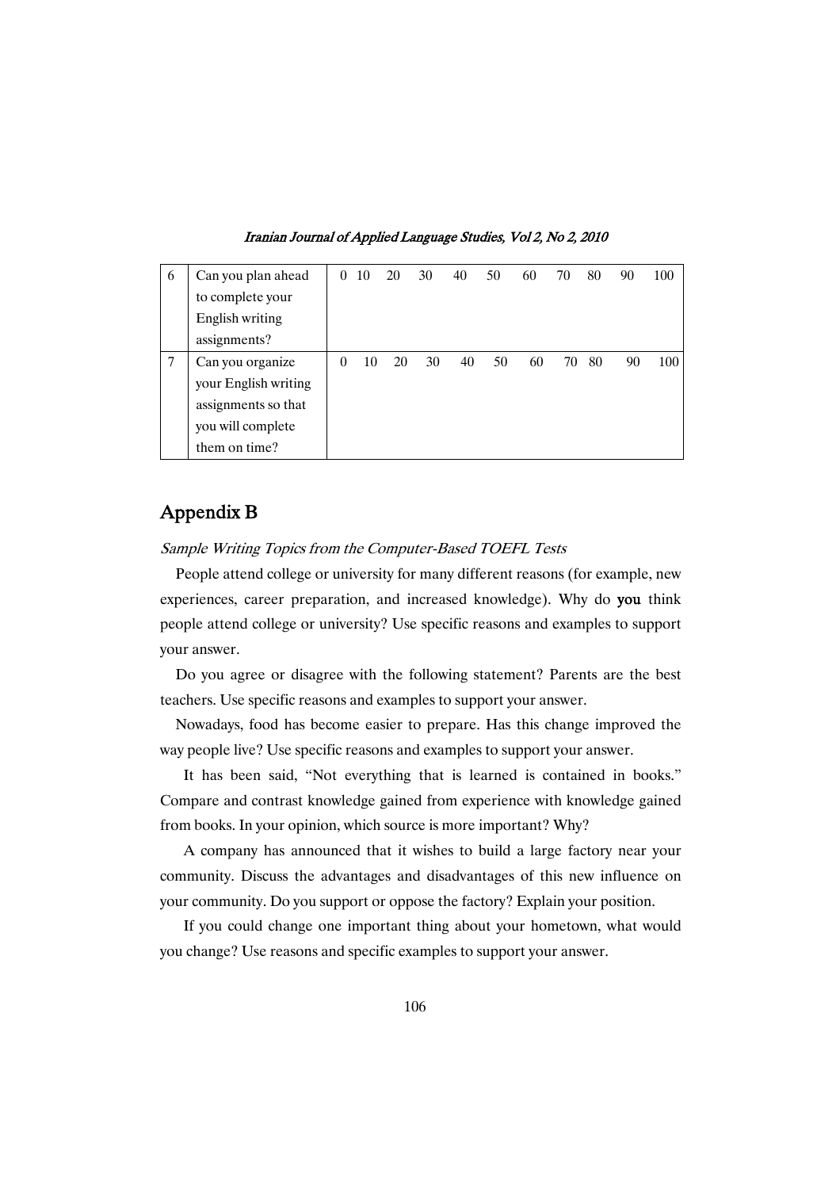| | | | | | | | | | | | | |
|---|---|---|---|---|---|---|---|---|---|---|---|---|
| 6 | Can you plan ahead to complete your English writing assignments? | 0 | 10 | 20 | 30 | 40 | 50 | 60 | 70 | 80 | 90 | 100 |
| 7 | Can you organize your English writing assignments so that you will complete them on time? | 0 | 10 | 20 | 30 | 40 | 50 | 60 | 70 | 80 | 90 | 100 |

## Appendix B

*Sample Writing Topics from the Computer-Based TOEFL Tests*

People attend college or university for many different reasons (for example, new experiences, career preparation, and increased knowledge). Why do **you** think people attend college or university? Use specific reasons and examples to support your answer.

Do you agree or disagree with the following statement? Parents are the best teachers. Use specific reasons and examples to support your answer.

Nowadays, food has become easier to prepare. Has this change improved the way people live? Use specific reasons and examples to support your answer.

It has been said, "Not everything that is learned is contained in books." Compare and contrast knowledge gained from experience with knowledge gained from books. In your opinion, which source is more important? Why?

A company has announced that it wishes to build a large factory near your community. Discuss the advantages and disadvantages of this new influence on your community. Do you support or oppose the factory? Explain your position.

If you could change one important thing about your hometown, what would you change? Use reasons and specific examples to support your answer.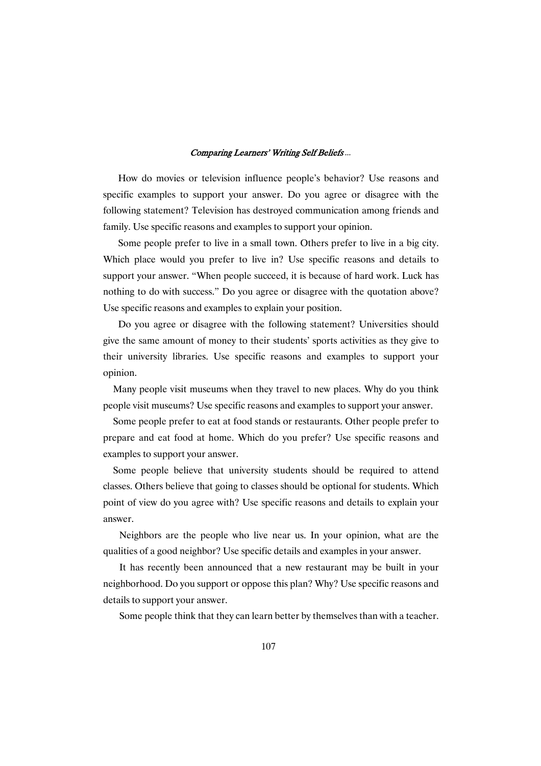How do movies or television influence people's behavior? Use reasons and specific examples to support your answer. Do you agree or disagree with the following statement? Television has destroyed communication among friends and family. Use specific reasons and examples to support your opinion.

Some people prefer to live in a small town. Others prefer to live in a big city. Which place would you prefer to live in? Use specific reasons and details to support your answer. "When people succeed, it is because of hard work. Luck has nothing to do with success." Do you agree or disagree with the quotation above? Use specific reasons and examples to explain your position.

Do you agree or disagree with the following statement? Universities should give the same amount of money to their students' sports activities as they give to their university libraries. Use specific reasons and examples to support your opinion.

Many people visit museums when they travel to new places. Why do you think people visit museums? Use specific reasons and examples to support your answer.

Some people prefer to eat at food stands or restaurants. Other people prefer to prepare and eat food at home. Which do you prefer? Use specific reasons and examples to support your answer.

Some people believe that university students should be required to attend classes. Others believe that going to classes should be optional for students. Which point of view do you agree with? Use specific reasons and details to explain your answer.

Neighbors are the people who live near us. In your opinion, what are the qualities of a good neighbor? Use specific details and examples in your answer.

It has recently been announced that a new restaurant may be built in your neighborhood. Do you support or oppose this plan? Why? Use specific reasons and details to support your answer.

Some people think that they can learn better by themselves than with a teacher.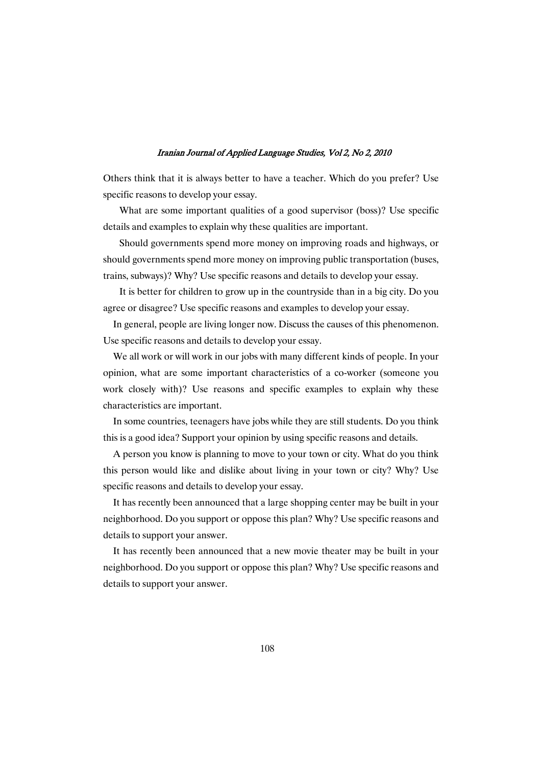Others think that it is always better to have a teacher. Which do you prefer? Use specific reasons to develop your essay.

What are some important qualities of a good supervisor (boss)? Use specific details and examples to explain why these qualities are important.

Should governments spend more money on improving roads and highways, or should governments spend more money on improving public transportation (buses, trains, subways)? Why? Use specific reasons and details to develop your essay.

It is better for children to grow up in the countryside than in a big city. Do you agree or disagree? Use specific reasons and examples to develop your essay.

In general, people are living longer now. Discuss the causes of this phenomenon. Use specific reasons and details to develop your essay.

We all work or will work in our jobs with many different kinds of people. In your opinion, what are some important characteristics of a co-worker (someone you work closely with)? Use reasons and specific examples to explain why these characteristics are important.

In some countries, teenagers have jobs while they are still students. Do you think this is a good idea? Support your opinion by using specific reasons and details.

A person you know is planning to move to your town or city. What do you think this person would like and dislike about living in your town or city? Why? Use specific reasons and details to develop your essay.

It has recently been announced that a large shopping center may be built in your neighborhood. Do you support or oppose this plan? Why? Use specific reasons and details to support your answer.

It has recently been announced that a new movie theater may be built in your neighborhood. Do you support or oppose this plan? Why? Use specific reasons and details to support your answer.